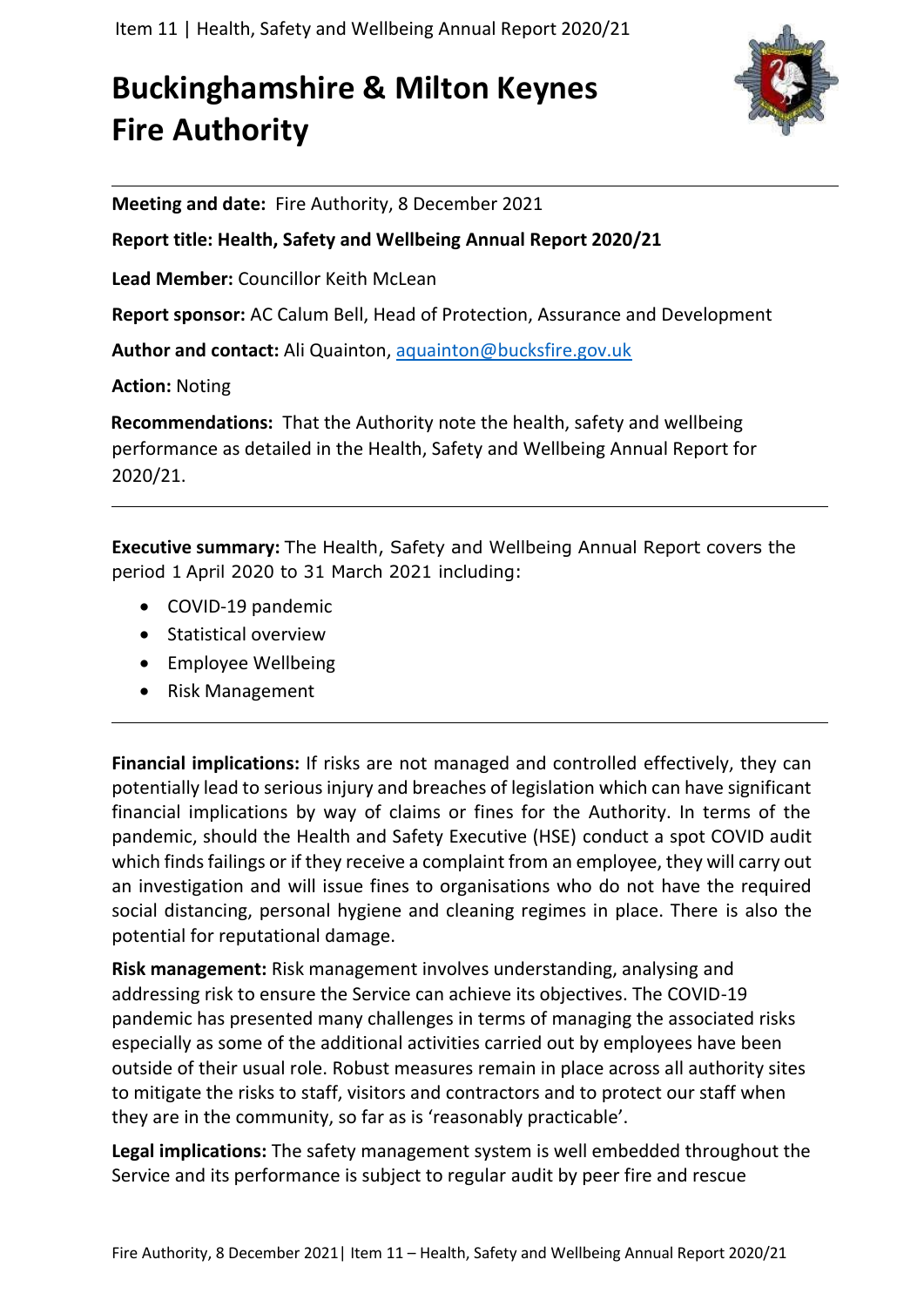# Buckinghamshire & Milton Keynes Fire Authority

**Meeting and date:** Fire Authority, 8 December 2021

**Report title: Health, Safety and Wellbeing Annual Report 2020/21**

**Lead Member:** Councillor Keith McLean

**Report sponsor:** AC Calum Bell, Head of Protection, Assurance and Development

**Author and contact:** Ali Quainton, aquainton@bucksfire.gov.uk

**Action:** Noting

**Recommendations:** That the Authority note the health, safety and wellbeing performance as detailed in the Health, Safety and Wellbeing Annual Report for 2020/21.

---

**Executive summary:** The Health, Safety and Wellbeing Annual Report covers the period 1 April 2020 to 31 March 2021 including:

- COVID-19 pandemic
- Statistical overview
- Employee Wellbeing
- Risk Management

---

**Financial implications:** If risks are not managed and controlled effectively, they can potentially lead to serious injury and breaches of legislation which can have significant financial implications by way of claims or fines for the Authority. In terms of the pandemic, should the Health and Safety Executive (HSE) conduct a spot COVID audit which finds failings or if they receive a complaint from an employee, they will carry out an investigation and will issue fines to organisations who do not have the required social distancing, personal hygiene and cleaning regimes in place. There is also the potential for reputational damage.

**Risk management:** Risk management involves understanding, analysing and addressing risk to ensure the Service can achieve its objectives. The COVID-19 pandemic has presented many challenges in terms of managing the associated risks especially as some of the additional activities carried out by employees have been outside of their usual role. Robust measures remain in place across all authority sites to mitigate the risks to staff, visitors and contractors and to protect our staff when they are in the community, so far as is 'reasonably practicable'.

**Legal implications:** The safety management system is well embedded throughout the Service and its performance is subject to regular audit by peer fire and rescue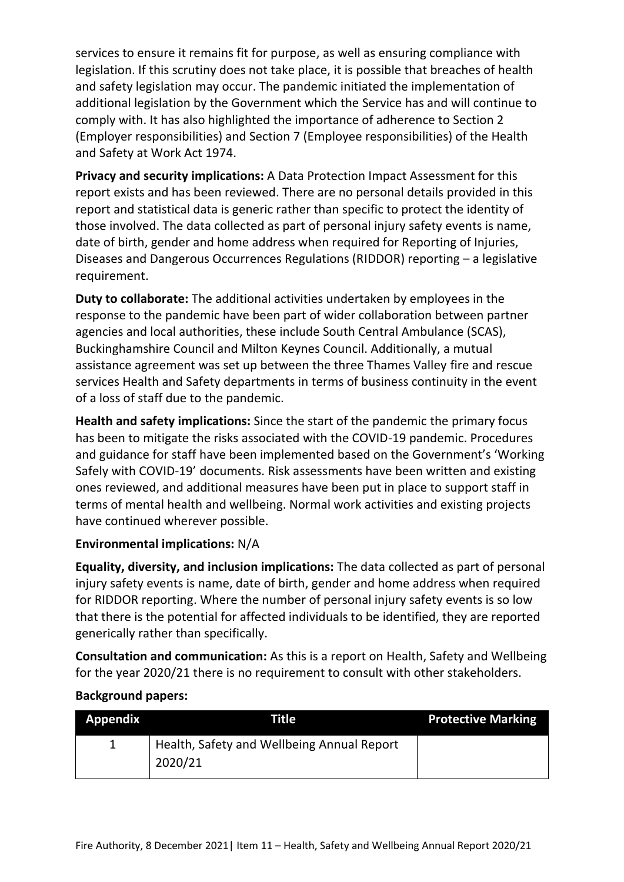services to ensure it remains fit for purpose, as well as ensuring compliance with legislation. If this scrutiny does not take place, it is possible that breaches of health and safety legislation may occur. The pandemic initiated the implementation of additional legislation by the Government which the Service has and will continue to comply with. It has also highlighted the importance of adherence to Section 2 (Employer responsibilities) and Section 7 (Employee responsibilities) of the Health and Safety at Work Act 1974.

**Privacy and security implications:** A Data Protection Impact Assessment for this report exists and has been reviewed. There are no personal details provided in this report and statistical data is generic rather than specific to protect the identity of those involved. The data collected as part of personal injury safety events is name, date of birth, gender and home address when required for Reporting of Injuries, Diseases and Dangerous Occurrences Regulations (RIDDOR) reporting – a legislative requirement.

**Duty to collaborate:** The additional activities undertaken by employees in the response to the pandemic have been part of wider collaboration between partner agencies and local authorities, these include South Central Ambulance (SCAS), Buckinghamshire Council and Milton Keynes Council. Additionally, a mutual assistance agreement was set up between the three Thames Valley fire and rescue services Health and Safety departments in terms of business continuity in the event of a loss of staff due to the pandemic.

**Health and safety implications:** Since the start of the pandemic the primary focus has been to mitigate the risks associated with the COVID-19 pandemic. Procedures and guidance for staff have been implemented based on the Government's 'Working Safely with COVID-19' documents. Risk assessments have been written and existing ones reviewed, and additional measures have been put in place to support staff in terms of mental health and wellbeing. Normal work activities and existing projects have continued wherever possible.

**Environmental implications:** N/A

**Equality, diversity, and inclusion implications:** The data collected as part of personal injury safety events is name, date of birth, gender and home address when required for RIDDOR reporting. Where the number of personal injury safety events is so low that there is the potential for affected individuals to be identified, they are reported generically rather than specifically.

**Consultation and communication:** As this is a report on Health, Safety and Wellbeing for the year 2020/21 there is no requirement to consult with other stakeholders.

**Background papers:**

| Appendix | Title | Protective Marking |
|---|---|---|
| 1 | Health, Safety and Wellbeing Annual Report 2020/21 | |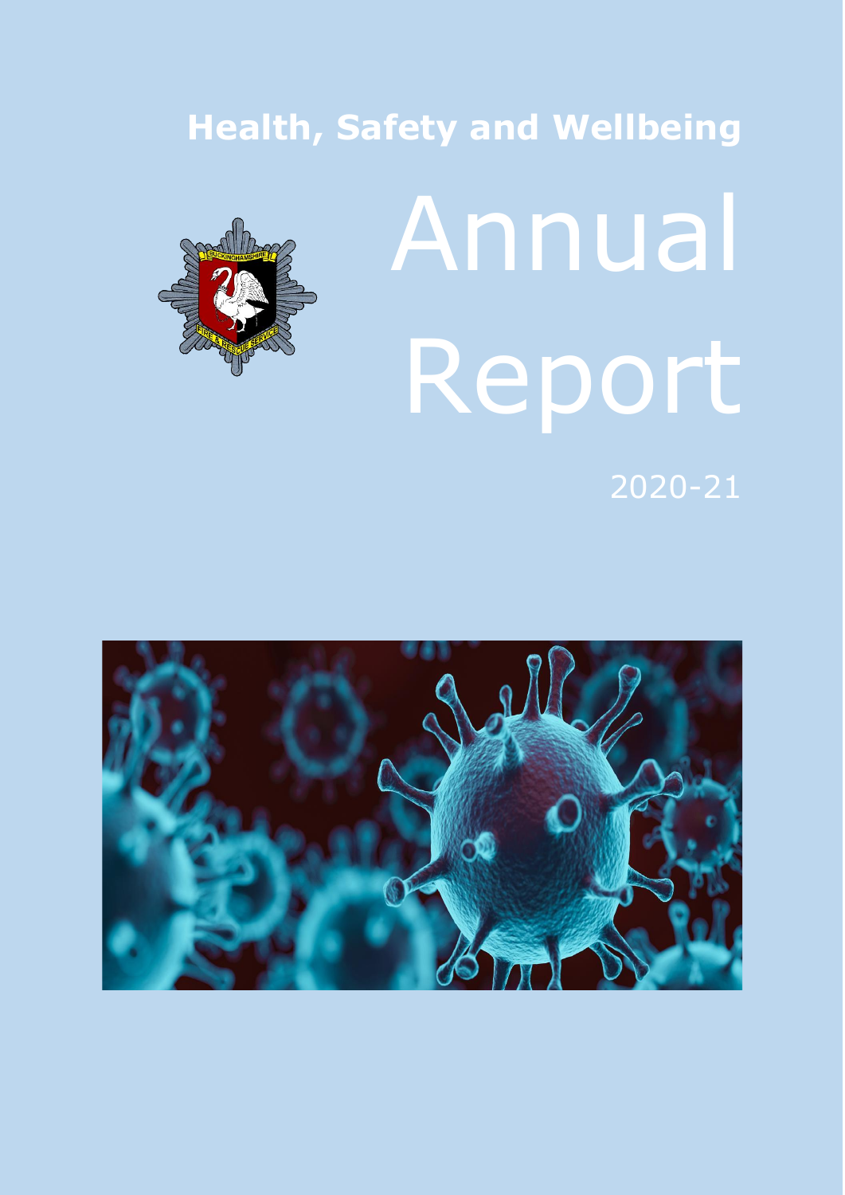# Health, Safety and Wellbeing

# Annual Report

2020-21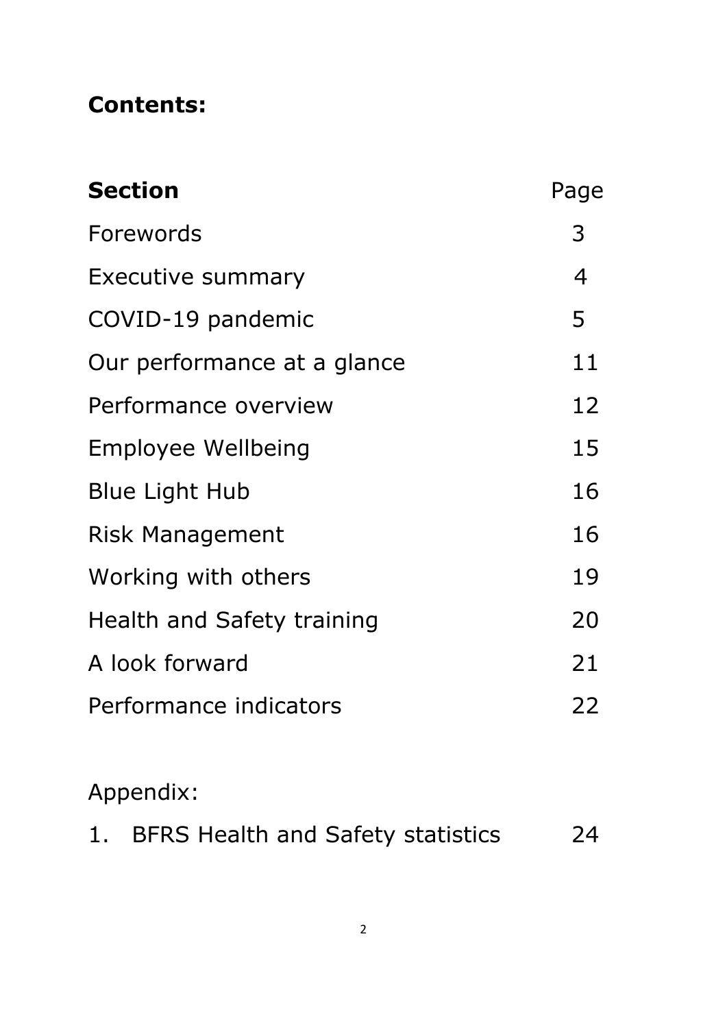## Contents:

| **Section** | Page |
|---|---|
| Forewords | 3 |
| Executive summary | 4 |
| COVID-19 pandemic | 5 |
| Our performance at a glance | 11 |
| Performance overview | 12 |
| Employee Wellbeing | 15 |
| Blue Light Hub | 16 |
| Risk Management | 16 |
| Working with others | 19 |
| Health and Safety training | 20 |
| A look forward | 21 |
| Performance indicators | 22 |

Appendix:

| | |
|---|---|
| 1. BFRS Health and Safety statistics | 24 |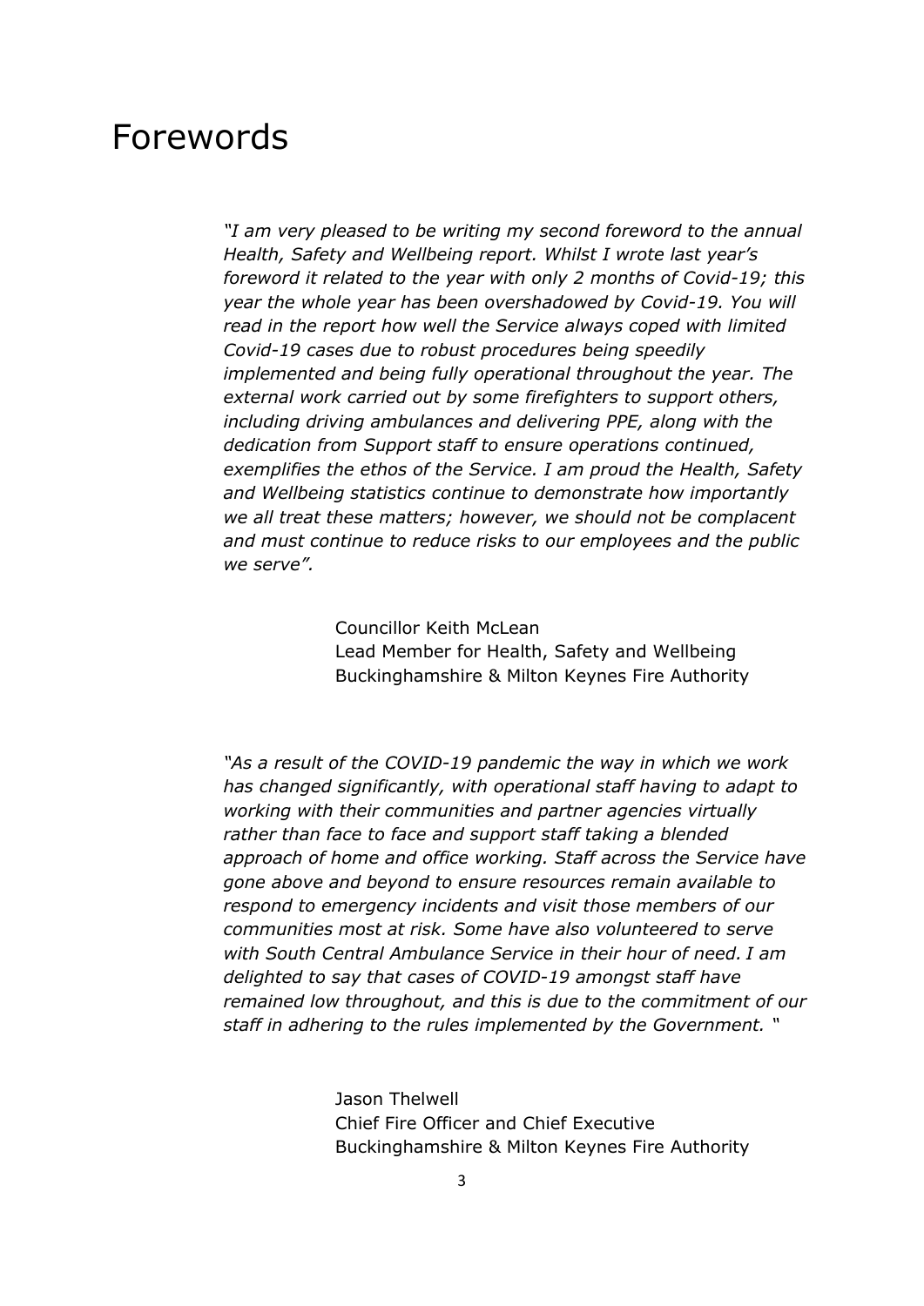# Forewords

*"I am very pleased to be writing my second foreword to the annual Health, Safety and Wellbeing report. Whilst I wrote last year's foreword it related to the year with only 2 months of Covid-19; this year the whole year has been overshadowed by Covid-19. You will read in the report how well the Service always coped with limited Covid-19 cases due to robust procedures being speedily implemented and being fully operational throughout the year. The external work carried out by some firefighters to support others, including driving ambulances and delivering PPE, along with the dedication from Support staff to ensure operations continued, exemplifies the ethos of the Service. I am proud the Health, Safety and Wellbeing statistics continue to demonstrate how importantly we all treat these matters; however, we should not be complacent and must continue to reduce risks to our employees and the public we serve".*

Councillor Keith McLean
Lead Member for Health, Safety and Wellbeing
Buckinghamshire & Milton Keynes Fire Authority

*"As a result of the COVID-19 pandemic the way in which we work has changed significantly, with operational staff having to adapt to working with their communities and partner agencies virtually rather than face to face and support staff taking a blended approach of home and office working. Staff across the Service have gone above and beyond to ensure resources remain available to respond to emergency incidents and visit those members of our communities most at risk. Some have also volunteered to serve with South Central Ambulance Service in their hour of need. I am delighted to say that cases of COVID-19 amongst staff have remained low throughout, and this is due to the commitment of our staff in adhering to the rules implemented by the Government. "*

Jason Thelwell
Chief Fire Officer and Chief Executive
Buckinghamshire & Milton Keynes Fire Authority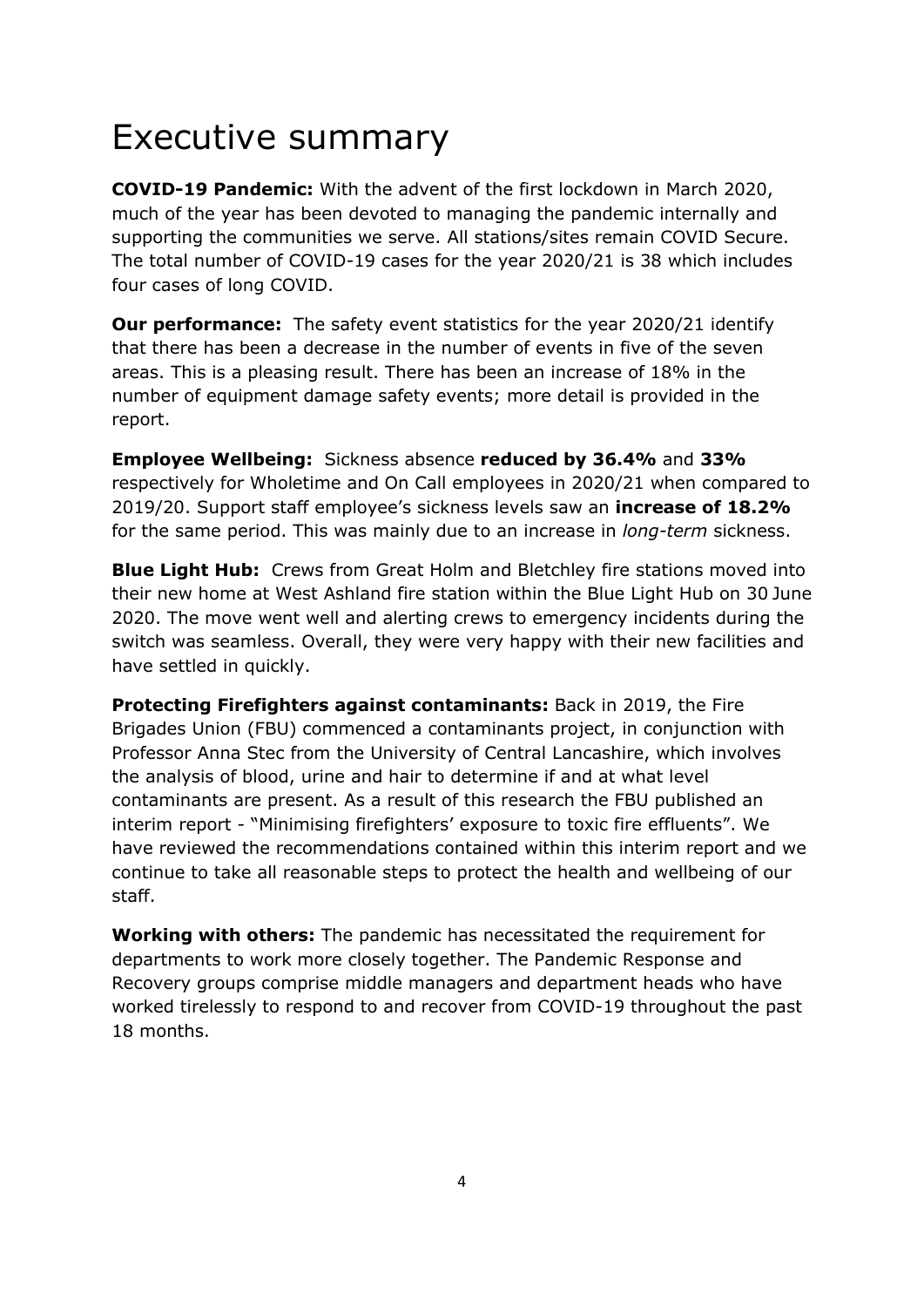# Executive summary

**COVID-19 Pandemic:** With the advent of the first lockdown in March 2020, much of the year has been devoted to managing the pandemic internally and supporting the communities we serve. All stations/sites remain COVID Secure. The total number of COVID-19 cases for the year 2020/21 is 38 which includes four cases of long COVID.

**Our performance:** The safety event statistics for the year 2020/21 identify that there has been a decrease in the number of events in five of the seven areas. This is a pleasing result. There has been an increase of 18% in the number of equipment damage safety events; more detail is provided in the report.

**Employee Wellbeing:** Sickness absence **reduced by 36.4%** and **33%** respectively for Wholetime and On Call employees in 2020/21 when compared to 2019/20. Support staff employee's sickness levels saw an **increase of 18.2%** for the same period. This was mainly due to an increase in *long-term* sickness.

**Blue Light Hub:** Crews from Great Holm and Bletchley fire stations moved into their new home at West Ashland fire station within the Blue Light Hub on 30 June 2020. The move went well and alerting crews to emergency incidents during the switch was seamless. Overall, they were very happy with their new facilities and have settled in quickly.

**Protecting Firefighters against contaminants:** Back in 2019, the Fire Brigades Union (FBU) commenced a contaminants project, in conjunction with Professor Anna Stec from the University of Central Lancashire, which involves the analysis of blood, urine and hair to determine if and at what level contaminants are present. As a result of this research the FBU published an interim report - "Minimising firefighters' exposure to toxic fire effluents". We have reviewed the recommendations contained within this interim report and we continue to take all reasonable steps to protect the health and wellbeing of our staff.

**Working with others:** The pandemic has necessitated the requirement for departments to work more closely together. The Pandemic Response and Recovery groups comprise middle managers and department heads who have worked tirelessly to respond to and recover from COVID-19 throughout the past 18 months.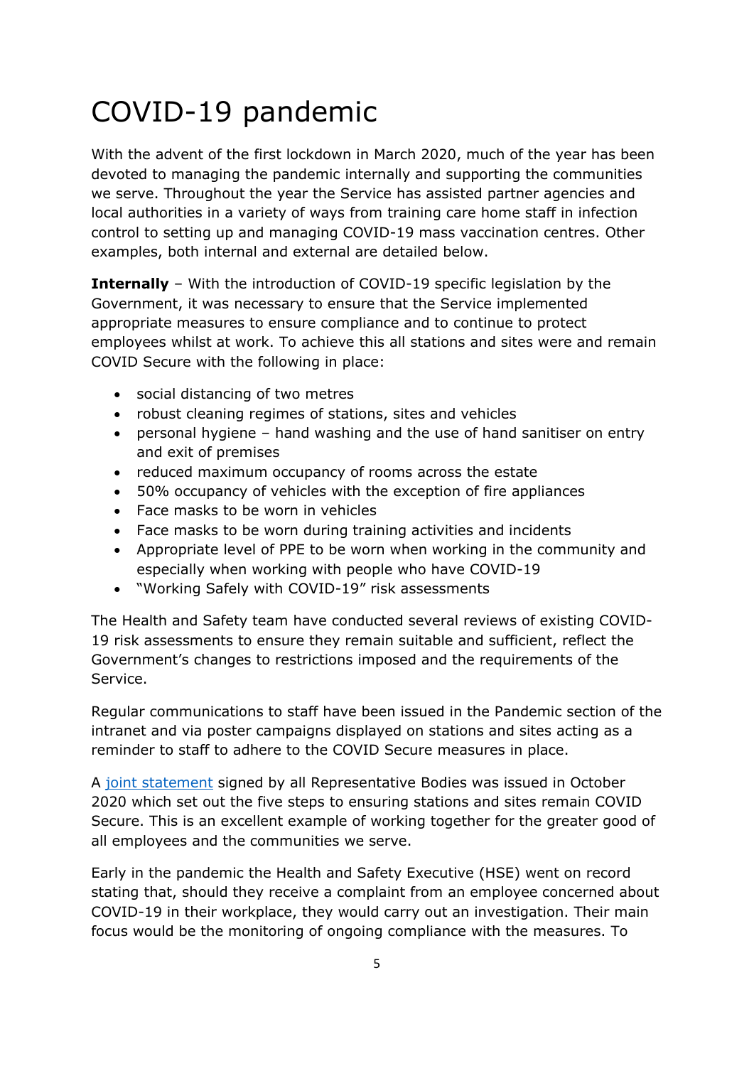# COVID-19 pandemic

With the advent of the first lockdown in March 2020, much of the year has been devoted to managing the pandemic internally and supporting the communities we serve. Throughout the year the Service has assisted partner agencies and local authorities in a variety of ways from training care home staff in infection control to setting up and managing COVID-19 mass vaccination centres. Other examples, both internal and external are detailed below.

**Internally** – With the introduction of COVID-19 specific legislation by the Government, it was necessary to ensure that the Service implemented appropriate measures to ensure compliance and to continue to protect employees whilst at work. To achieve this all stations and sites were and remain COVID Secure with the following in place:

- social distancing of two metres
- robust cleaning regimes of stations, sites and vehicles
- personal hygiene – hand washing and the use of hand sanitiser on entry and exit of premises
- reduced maximum occupancy of rooms across the estate
- 50% occupancy of vehicles with the exception of fire appliances
- Face masks to be worn in vehicles
- Face masks to be worn during training activities and incidents
- Appropriate level of PPE to be worn when working in the community and especially when working with people who have COVID-19
- "Working Safely with COVID-19" risk assessments

The Health and Safety team have conducted several reviews of existing COVID-19 risk assessments to ensure they remain suitable and sufficient, reflect the Government's changes to restrictions imposed and the requirements of the Service.

Regular communications to staff have been issued in the Pandemic section of the intranet and via poster campaigns displayed on stations and sites acting as a reminder to staff to adhere to the COVID Secure measures in place.

A joint statement signed by all Representative Bodies was issued in October 2020 which set out the five steps to ensuring stations and sites remain COVID Secure. This is an excellent example of working together for the greater good of all employees and the communities we serve.

Early in the pandemic the Health and Safety Executive (HSE) went on record stating that, should they receive a complaint from an employee concerned about COVID-19 in their workplace, they would carry out an investigation. Their main focus would be the monitoring of ongoing compliance with the measures. To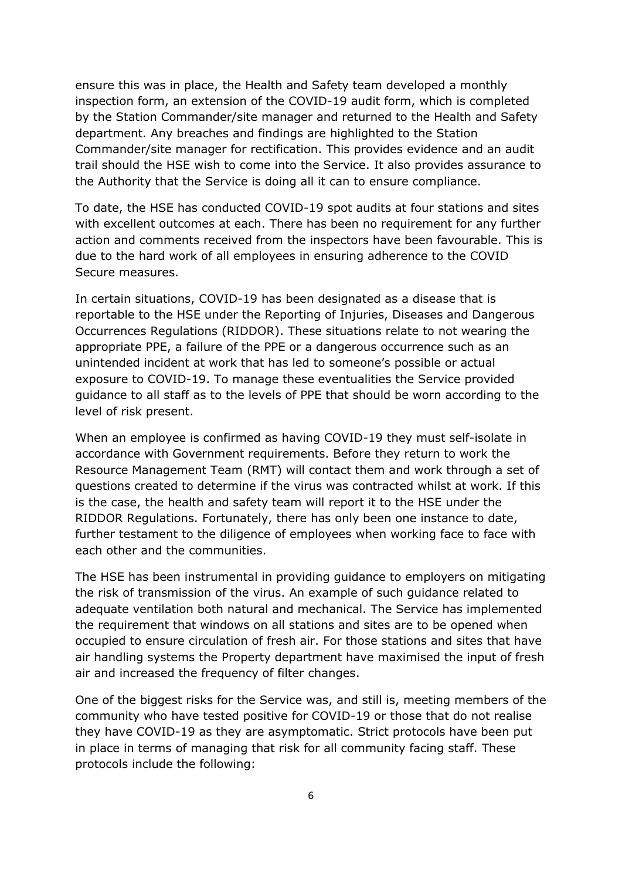ensure this was in place, the Health and Safety team developed a monthly inspection form, an extension of the COVID-19 audit form, which is completed by the Station Commander/site manager and returned to the Health and Safety department. Any breaches and findings are highlighted to the Station Commander/site manager for rectification. This provides evidence and an audit trail should the HSE wish to come into the Service. It also provides assurance to the Authority that the Service is doing all it can to ensure compliance.

To date, the HSE has conducted COVID-19 spot audits at four stations and sites with excellent outcomes at each. There has been no requirement for any further action and comments received from the inspectors have been favourable. This is due to the hard work of all employees in ensuring adherence to the COVID Secure measures.

In certain situations, COVID-19 has been designated as a disease that is reportable to the HSE under the Reporting of Injuries, Diseases and Dangerous Occurrences Regulations (RIDDOR). These situations relate to not wearing the appropriate PPE, a failure of the PPE or a dangerous occurrence such as an unintended incident at work that has led to someone's possible or actual exposure to COVID-19. To manage these eventualities the Service provided guidance to all staff as to the levels of PPE that should be worn according to the level of risk present.

When an employee is confirmed as having COVID-19 they must self-isolate in accordance with Government requirements. Before they return to work the Resource Management Team (RMT) will contact them and work through a set of questions created to determine if the virus was contracted whilst at work. If this is the case, the health and safety team will report it to the HSE under the RIDDOR Regulations. Fortunately, there has only been one instance to date, further testament to the diligence of employees when working face to face with each other and the communities.

The HSE has been instrumental in providing guidance to employers on mitigating the risk of transmission of the virus. An example of such guidance related to adequate ventilation both natural and mechanical. The Service has implemented the requirement that windows on all stations and sites are to be opened when occupied to ensure circulation of fresh air. For those stations and sites that have air handling systems the Property department have maximised the input of fresh air and increased the frequency of filter changes.

One of the biggest risks for the Service was, and still is, meeting members of the community who have tested positive for COVID-19 or those that do not realise they have COVID-19 as they are asymptomatic. Strict protocols have been put in place in terms of managing that risk for all community facing staff. These protocols include the following: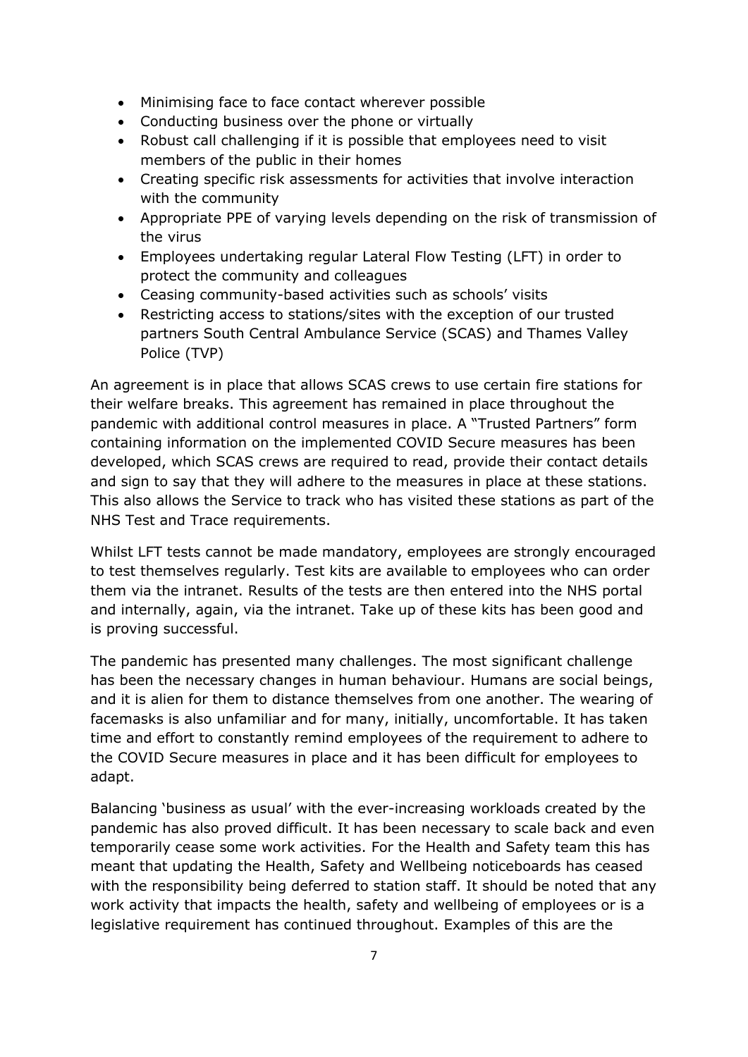- Minimising face to face contact wherever possible
- Conducting business over the phone or virtually
- Robust call challenging if it is possible that employees need to visit members of the public in their homes
- Creating specific risk assessments for activities that involve interaction with the community
- Appropriate PPE of varying levels depending on the risk of transmission of the virus
- Employees undertaking regular Lateral Flow Testing (LFT) in order to protect the community and colleagues
- Ceasing community-based activities such as schools' visits
- Restricting access to stations/sites with the exception of our trusted partners South Central Ambulance Service (SCAS) and Thames Valley Police (TVP)

An agreement is in place that allows SCAS crews to use certain fire stations for their welfare breaks. This agreement has remained in place throughout the pandemic with additional control measures in place. A "Trusted Partners" form containing information on the implemented COVID Secure measures has been developed, which SCAS crews are required to read, provide their contact details and sign to say that they will adhere to the measures in place at these stations. This also allows the Service to track who has visited these stations as part of the NHS Test and Trace requirements.

Whilst LFT tests cannot be made mandatory, employees are strongly encouraged to test themselves regularly. Test kits are available to employees who can order them via the intranet. Results of the tests are then entered into the NHS portal and internally, again, via the intranet. Take up of these kits has been good and is proving successful.

The pandemic has presented many challenges. The most significant challenge has been the necessary changes in human behaviour. Humans are social beings, and it is alien for them to distance themselves from one another. The wearing of facemasks is also unfamiliar and for many, initially, uncomfortable. It has taken time and effort to constantly remind employees of the requirement to adhere to the COVID Secure measures in place and it has been difficult for employees to adapt.

Balancing 'business as usual' with the ever-increasing workloads created by the pandemic has also proved difficult. It has been necessary to scale back and even temporarily cease some work activities. For the Health and Safety team this has meant that updating the Health, Safety and Wellbeing noticeboards has ceased with the responsibility being deferred to station staff. It should be noted that any work activity that impacts the health, safety and wellbeing of employees or is a legislative requirement has continued throughout. Examples of this are the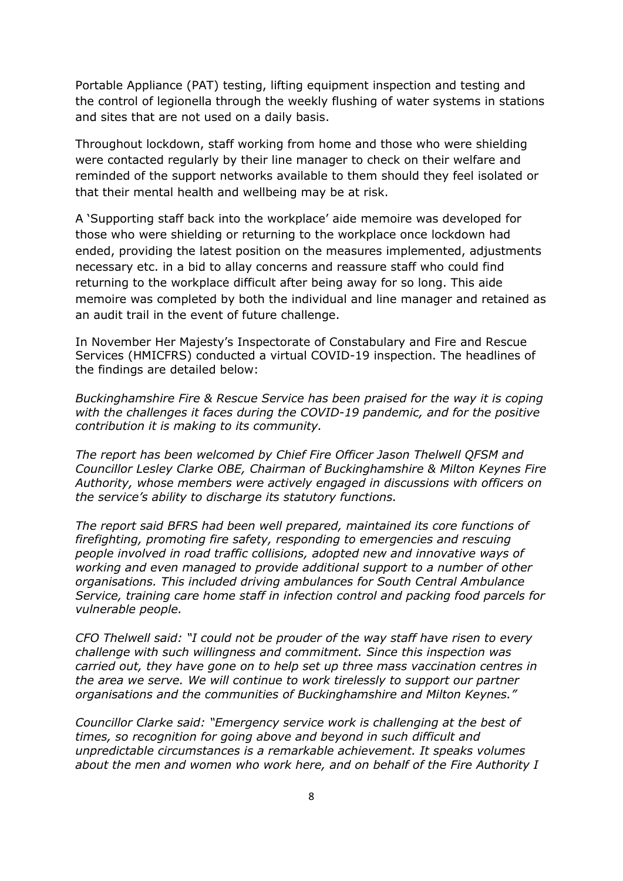Portable Appliance (PAT) testing, lifting equipment inspection and testing and the control of legionella through the weekly flushing of water systems in stations and sites that are not used on a daily basis.

Throughout lockdown, staff working from home and those who were shielding were contacted regularly by their line manager to check on their welfare and reminded of the support networks available to them should they feel isolated or that their mental health and wellbeing may be at risk.

A 'Supporting staff back into the workplace' aide memoire was developed for those who were shielding or returning to the workplace once lockdown had ended, providing the latest position on the measures implemented, adjustments necessary etc. in a bid to allay concerns and reassure staff who could find returning to the workplace difficult after being away for so long. This aide memoire was completed by both the individual and line manager and retained as an audit trail in the event of future challenge.

In November Her Majesty's Inspectorate of Constabulary and Fire and Rescue Services (HMICFRS) conducted a virtual COVID-19 inspection. The headlines of the findings are detailed below:

*Buckinghamshire Fire & Rescue Service has been praised for the way it is coping with the challenges it faces during the COVID-19 pandemic, and for the positive contribution it is making to its community.*

*The report has been welcomed by Chief Fire Officer Jason Thelwell QFSM and Councillor Lesley Clarke OBE, Chairman of Buckinghamshire & Milton Keynes Fire Authority, whose members were actively engaged in discussions with officers on the service's ability to discharge its statutory functions.*

*The report said BFRS had been well prepared, maintained its core functions of firefighting, promoting fire safety, responding to emergencies and rescuing people involved in road traffic collisions, adopted new and innovative ways of working and even managed to provide additional support to a number of other organisations. This included driving ambulances for South Central Ambulance Service, training care home staff in infection control and packing food parcels for vulnerable people.*

*CFO Thelwell said: "I could not be prouder of the way staff have risen to every challenge with such willingness and commitment. Since this inspection was carried out, they have gone on to help set up three mass vaccination centres in the area we serve. We will continue to work tirelessly to support our partner organisations and the communities of Buckinghamshire and Milton Keynes."*

*Councillor Clarke said: "Emergency service work is challenging at the best of times, so recognition for going above and beyond in such difficult and unpredictable circumstances is a remarkable achievement. It speaks volumes about the men and women who work here, and on behalf of the Fire Authority I*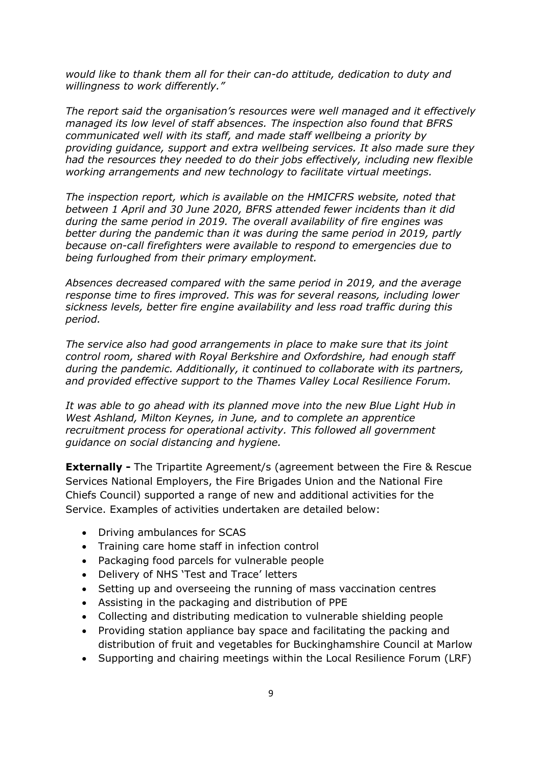*would like to thank them all for their can-do attitude, dedication to duty and willingness to work differently."*

*The report said the organisation's resources were well managed and it effectively managed its low level of staff absences. The inspection also found that BFRS communicated well with its staff, and made staff wellbeing a priority by providing guidance, support and extra wellbeing services. It also made sure they had the resources they needed to do their jobs effectively, including new flexible working arrangements and new technology to facilitate virtual meetings.*

*The inspection report, which is available on the HMICFRS website, noted that between 1 April and 30 June 2020, BFRS attended fewer incidents than it did during the same period in 2019. The overall availability of fire engines was better during the pandemic than it was during the same period in 2019, partly because on-call firefighters were available to respond to emergencies due to being furloughed from their primary employment.*

*Absences decreased compared with the same period in 2019, and the average response time to fires improved. This was for several reasons, including lower sickness levels, better fire engine availability and less road traffic during this period.*

*The service also had good arrangements in place to make sure that its joint control room, shared with Royal Berkshire and Oxfordshire, had enough staff during the pandemic. Additionally, it continued to collaborate with its partners, and provided effective support to the Thames Valley Local Resilience Forum.*

*It was able to go ahead with its planned move into the new Blue Light Hub in West Ashland, Milton Keynes, in June, and to complete an apprentice recruitment process for operational activity. This followed all government guidance on social distancing and hygiene.*

**Externally -** The Tripartite Agreement/s (agreement between the Fire & Rescue Services National Employers, the Fire Brigades Union and the National Fire Chiefs Council) supported a range of new and additional activities for the Service. Examples of activities undertaken are detailed below:

- Driving ambulances for SCAS
- Training care home staff in infection control
- Packaging food parcels for vulnerable people
- Delivery of NHS 'Test and Trace' letters
- Setting up and overseeing the running of mass vaccination centres
- Assisting in the packaging and distribution of PPE
- Collecting and distributing medication to vulnerable shielding people
- Providing station appliance bay space and facilitating the packing and distribution of fruit and vegetables for Buckinghamshire Council at Marlow
- Supporting and chairing meetings within the Local Resilience Forum (LRF)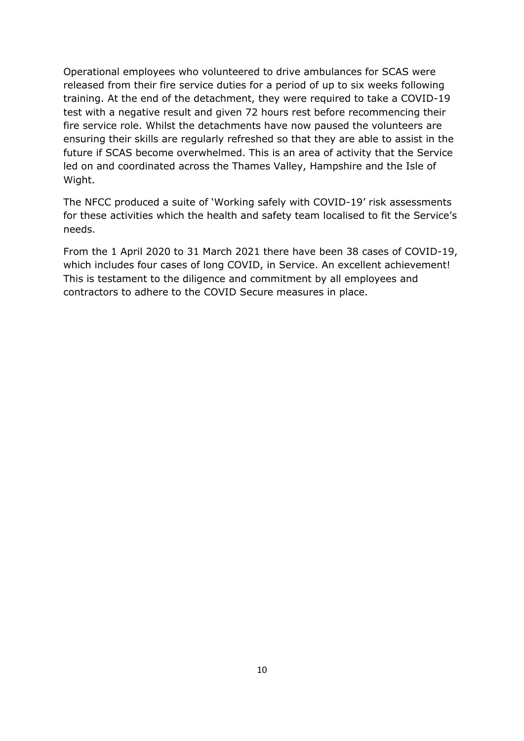Operational employees who volunteered to drive ambulances for SCAS were released from their fire service duties for a period of up to six weeks following training. At the end of the detachment, they were required to take a COVID-19 test with a negative result and given 72 hours rest before recommencing their fire service role. Whilst the detachments have now paused the volunteers are ensuring their skills are regularly refreshed so that they are able to assist in the future if SCAS become overwhelmed. This is an area of activity that the Service led on and coordinated across the Thames Valley, Hampshire and the Isle of Wight.

The NFCC produced a suite of 'Working safely with COVID-19' risk assessments for these activities which the health and safety team localised to fit the Service's needs.

From the 1 April 2020 to 31 March 2021 there have been 38 cases of COVID-19, which includes four cases of long COVID, in Service. An excellent achievement! This is testament to the diligence and commitment by all employees and contractors to adhere to the COVID Secure measures in place.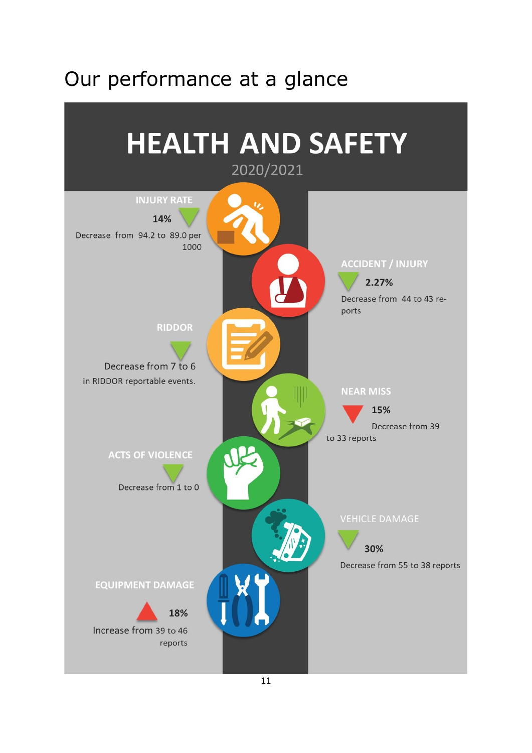# Our performance at a glance

## HEALTH AND SAFETY

2020/2021

**INJURY RATE**

**14%**

Decrease from 94.2 to 89.0 per 1000

**ACCIDENT / INJURY**

**2.27%**

Decrease from 44 to 43 reports

**RIDDOR**

Decrease from 7 to 6 in RIDDOR reportable events.

**NEAR MISS**

**15%**

Decrease from 39 to 33 reports

**ACTS OF VIOLENCE**

Decrease from 1 to 0

**VEHICLE DAMAGE**

**30%**

Decrease from 55 to 38 reports

**EQUIPMENT DAMAGE**

**18%**

Increase from 39 to 46 reports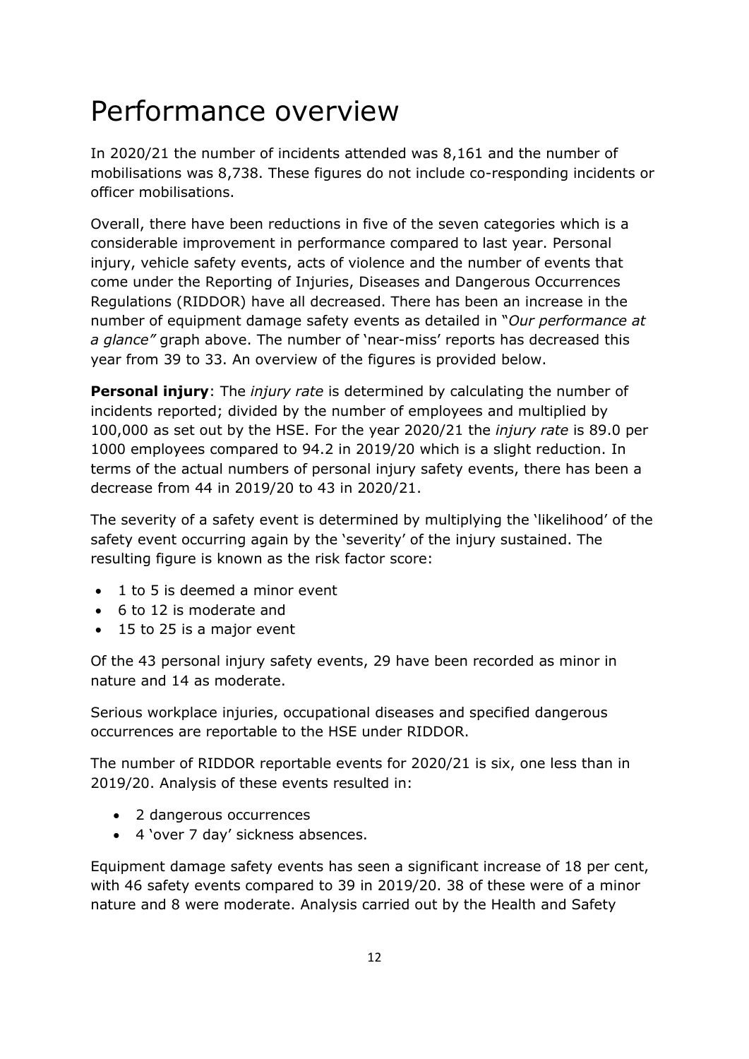# Performance overview

In 2020/21 the number of incidents attended was 8,161 and the number of mobilisations was 8,738. These figures do not include co-responding incidents or officer mobilisations.

Overall, there have been reductions in five of the seven categories which is a considerable improvement in performance compared to last year. Personal injury, vehicle safety events, acts of violence and the number of events that come under the Reporting of Injuries, Diseases and Dangerous Occurrences Regulations (RIDDOR) have all decreased. There has been an increase in the number of equipment damage safety events as detailed in "*Our performance at a glance"* graph above. The number of 'near-miss' reports has decreased this year from 39 to 33. An overview of the figures is provided below.

**Personal injury**: The *injury rate* is determined by calculating the number of incidents reported; divided by the number of employees and multiplied by 100,000 as set out by the HSE. For the year 2020/21 the *injury rate* is 89.0 per 1000 employees compared to 94.2 in 2019/20 which is a slight reduction. In terms of the actual numbers of personal injury safety events, there has been a decrease from 44 in 2019/20 to 43 in 2020/21.

The severity of a safety event is determined by multiplying the 'likelihood' of the safety event occurring again by the 'severity' of the injury sustained. The resulting figure is known as the risk factor score:

- 1 to 5 is deemed a minor event
- 6 to 12 is moderate and
- 15 to 25 is a major event

Of the 43 personal injury safety events, 29 have been recorded as minor in nature and 14 as moderate.

Serious workplace injuries, occupational diseases and specified dangerous occurrences are reportable to the HSE under RIDDOR.

The number of RIDDOR reportable events for 2020/21 is six, one less than in 2019/20. Analysis of these events resulted in:

- 2 dangerous occurrences
- 4 'over 7 day' sickness absences.

Equipment damage safety events has seen a significant increase of 18 per cent, with 46 safety events compared to 39 in 2019/20. 38 of these were of a minor nature and 8 were moderate. Analysis carried out by the Health and Safety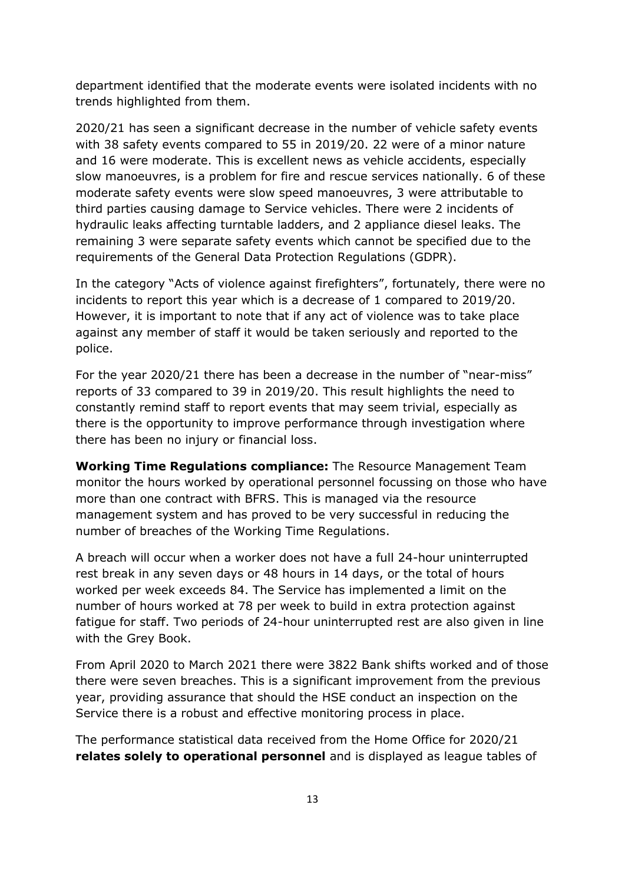department identified that the moderate events were isolated incidents with no trends highlighted from them.

2020/21 has seen a significant decrease in the number of vehicle safety events with 38 safety events compared to 55 in 2019/20. 22 were of a minor nature and 16 were moderate. This is excellent news as vehicle accidents, especially slow manoeuvres, is a problem for fire and rescue services nationally. 6 of these moderate safety events were slow speed manoeuvres, 3 were attributable to third parties causing damage to Service vehicles. There were 2 incidents of hydraulic leaks affecting turntable ladders, and 2 appliance diesel leaks. The remaining 3 were separate safety events which cannot be specified due to the requirements of the General Data Protection Regulations (GDPR).

In the category "Acts of violence against firefighters", fortunately, there were no incidents to report this year which is a decrease of 1 compared to 2019/20. However, it is important to note that if any act of violence was to take place against any member of staff it would be taken seriously and reported to the police.

For the year 2020/21 there has been a decrease in the number of "near-miss" reports of 33 compared to 39 in 2019/20. This result highlights the need to constantly remind staff to report events that may seem trivial, especially as there is the opportunity to improve performance through investigation where there has been no injury or financial loss.

**Working Time Regulations compliance:** The Resource Management Team monitor the hours worked by operational personnel focussing on those who have more than one contract with BFRS. This is managed via the resource management system and has proved to be very successful in reducing the number of breaches of the Working Time Regulations.

A breach will occur when a worker does not have a full 24-hour uninterrupted rest break in any seven days or 48 hours in 14 days, or the total of hours worked per week exceeds 84. The Service has implemented a limit on the number of hours worked at 78 per week to build in extra protection against fatigue for staff. Two periods of 24-hour uninterrupted rest are also given in line with the Grey Book.

From April 2020 to March 2021 there were 3822 Bank shifts worked and of those there were seven breaches. This is a significant improvement from the previous year, providing assurance that should the HSE conduct an inspection on the Service there is a robust and effective monitoring process in place.

The performance statistical data received from the Home Office for 2020/21 **relates solely to operational personnel** and is displayed as league tables of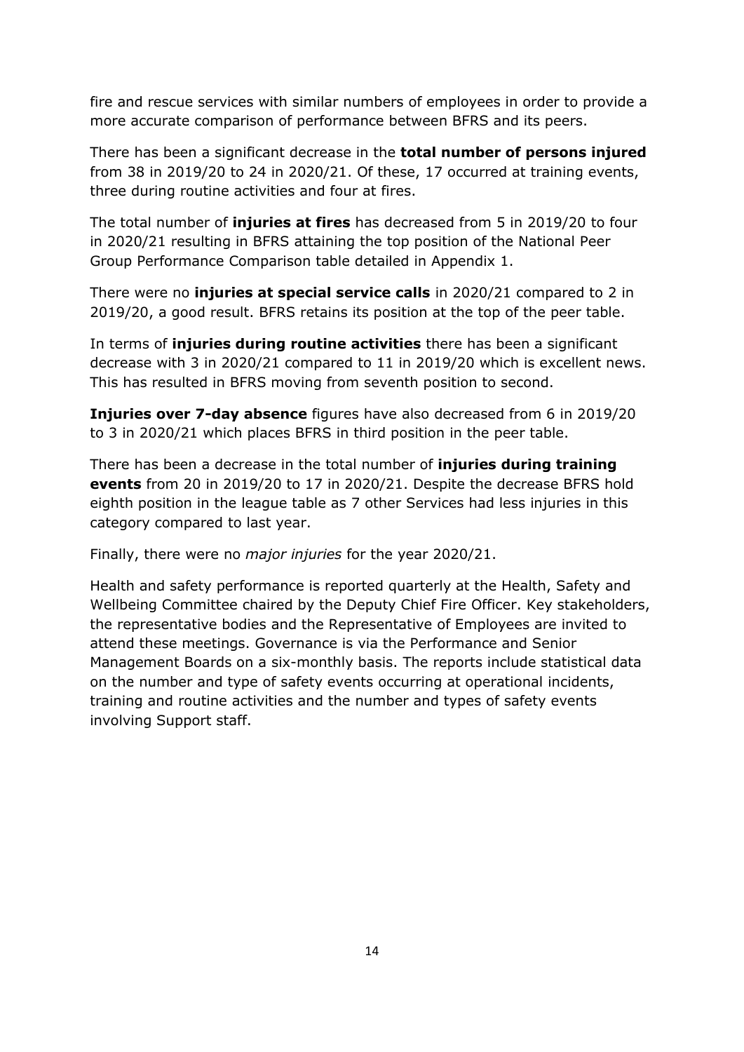fire and rescue services with similar numbers of employees in order to provide a more accurate comparison of performance between BFRS and its peers.

There has been a significant decrease in the **total number of persons injured** from 38 in 2019/20 to 24 in 2020/21. Of these, 17 occurred at training events, three during routine activities and four at fires.

The total number of **injuries at fires** has decreased from 5 in 2019/20 to four in 2020/21 resulting in BFRS attaining the top position of the National Peer Group Performance Comparison table detailed in Appendix 1.

There were no **injuries at special service calls** in 2020/21 compared to 2 in 2019/20, a good result. BFRS retains its position at the top of the peer table.

In terms of **injuries during routine activities** there has been a significant decrease with 3 in 2020/21 compared to 11 in 2019/20 which is excellent news. This has resulted in BFRS moving from seventh position to second.

**Injuries over 7-day absence** figures have also decreased from 6 in 2019/20 to 3 in 2020/21 which places BFRS in third position in the peer table.

There has been a decrease in the total number of **injuries during training events** from 20 in 2019/20 to 17 in 2020/21. Despite the decrease BFRS hold eighth position in the league table as 7 other Services had less injuries in this category compared to last year.

Finally, there were no *major injuries* for the year 2020/21.

Health and safety performance is reported quarterly at the Health, Safety and Wellbeing Committee chaired by the Deputy Chief Fire Officer. Key stakeholders, the representative bodies and the Representative of Employees are invited to attend these meetings. Governance is via the Performance and Senior Management Boards on a six-monthly basis. The reports include statistical data on the number and type of safety events occurring at operational incidents, training and routine activities and the number and types of safety events involving Support staff.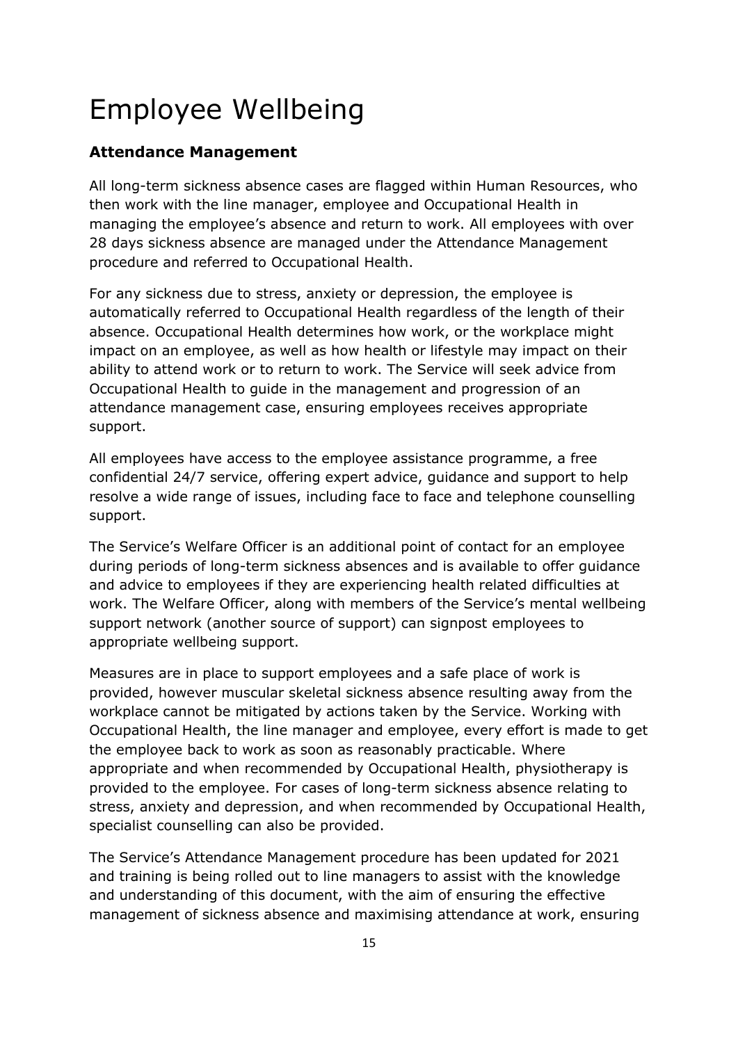# Employee Wellbeing

### Attendance Management

All long-term sickness absence cases are flagged within Human Resources, who then work with the line manager, employee and Occupational Health in managing the employee's absence and return to work. All employees with over 28 days sickness absence are managed under the Attendance Management procedure and referred to Occupational Health.

For any sickness due to stress, anxiety or depression, the employee is automatically referred to Occupational Health regardless of the length of their absence. Occupational Health determines how work, or the workplace might impact on an employee, as well as how health or lifestyle may impact on their ability to attend work or to return to work. The Service will seek advice from Occupational Health to guide in the management and progression of an attendance management case, ensuring employees receives appropriate support.

All employees have access to the employee assistance programme, a free confidential 24/7 service, offering expert advice, guidance and support to help resolve a wide range of issues, including face to face and telephone counselling support.

The Service's Welfare Officer is an additional point of contact for an employee during periods of long-term sickness absences and is available to offer guidance and advice to employees if they are experiencing health related difficulties at work. The Welfare Officer, along with members of the Service's mental wellbeing support network (another source of support) can signpost employees to appropriate wellbeing support.

Measures are in place to support employees and a safe place of work is provided, however muscular skeletal sickness absence resulting away from the workplace cannot be mitigated by actions taken by the Service. Working with Occupational Health, the line manager and employee, every effort is made to get the employee back to work as soon as reasonably practicable. Where appropriate and when recommended by Occupational Health, physiotherapy is provided to the employee. For cases of long-term sickness absence relating to stress, anxiety and depression, and when recommended by Occupational Health, specialist counselling can also be provided.

The Service's Attendance Management procedure has been updated for 2021 and training is being rolled out to line managers to assist with the knowledge and understanding of this document, with the aim of ensuring the effective management of sickness absence and maximising attendance at work, ensuring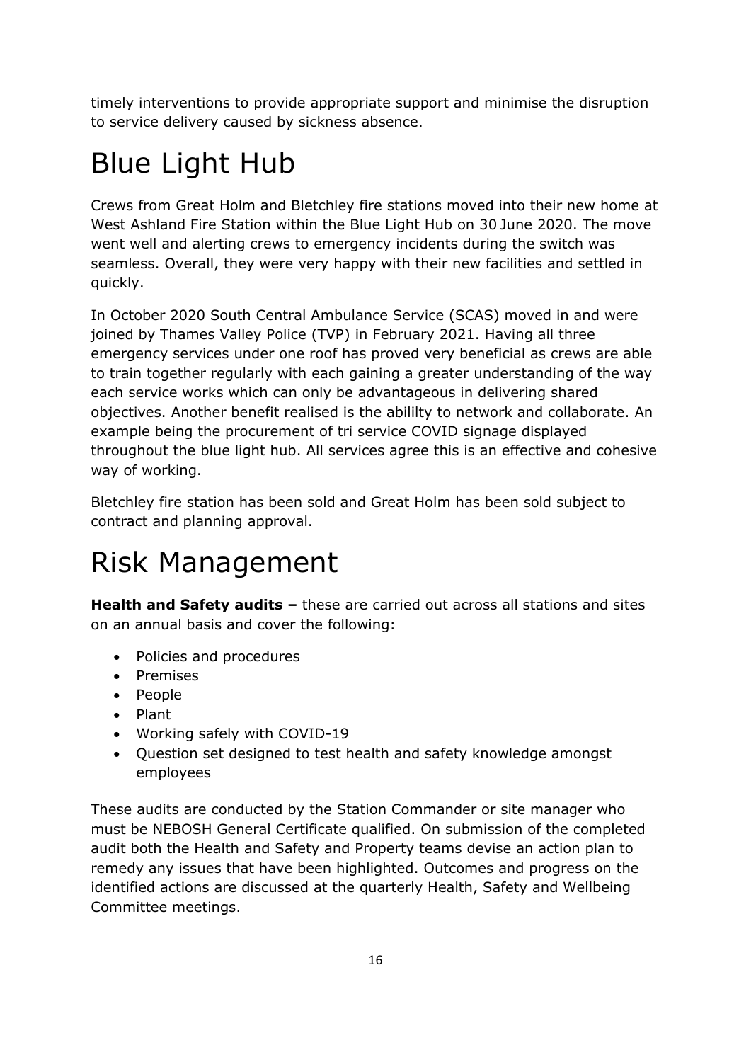timely interventions to provide appropriate support and minimise the disruption to service delivery caused by sickness absence.

# Blue Light Hub

Crews from Great Holm and Bletchley fire stations moved into their new home at West Ashland Fire Station within the Blue Light Hub on 30 June 2020. The move went well and alerting crews to emergency incidents during the switch was seamless. Overall, they were very happy with their new facilities and settled in quickly.

In October 2020 South Central Ambulance Service (SCAS) moved in and were joined by Thames Valley Police (TVP) in February 2021. Having all three emergency services under one roof has proved very beneficial as crews are able to train together regularly with each gaining a greater understanding of the way each service works which can only be advantageous in delivering shared objectives. Another benefit realised is the abililty to network and collaborate. An example being the procurement of tri service COVID signage displayed throughout the blue light hub. All services agree this is an effective and cohesive way of working.

Bletchley fire station has been sold and Great Holm has been sold subject to contract and planning approval.

# Risk Management

**Health and Safety audits –** these are carried out across all stations and sites on an annual basis and cover the following:

- Policies and procedures
- Premises
- People
- Plant
- Working safely with COVID-19
- Question set designed to test health and safety knowledge amongst employees

These audits are conducted by the Station Commander or site manager who must be NEBOSH General Certificate qualified. On submission of the completed audit both the Health and Safety and Property teams devise an action plan to remedy any issues that have been highlighted. Outcomes and progress on the identified actions are discussed at the quarterly Health, Safety and Wellbeing Committee meetings.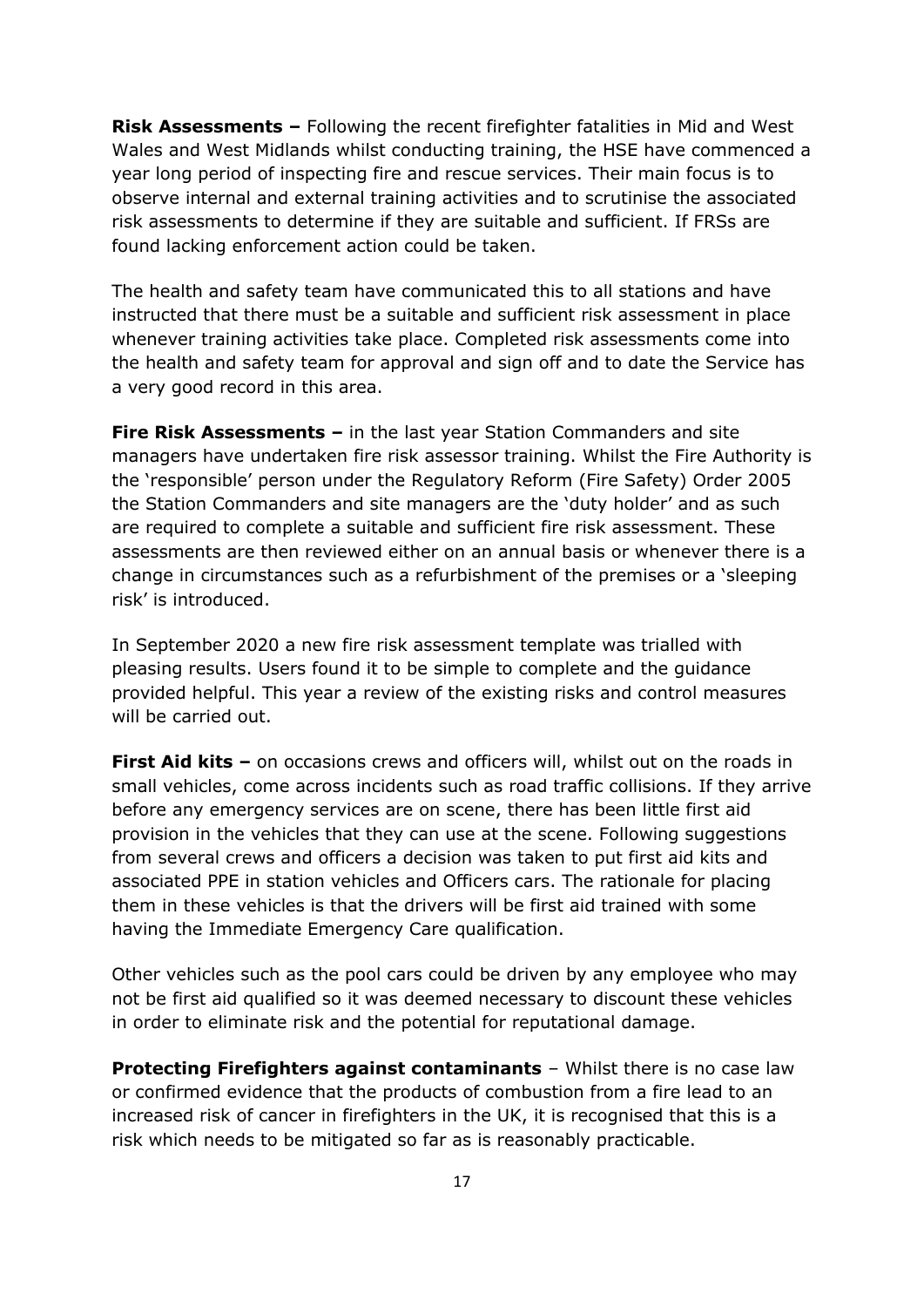**Risk Assessments –** Following the recent firefighter fatalities in Mid and West Wales and West Midlands whilst conducting training, the HSE have commenced a year long period of inspecting fire and rescue services. Their main focus is to observe internal and external training activities and to scrutinise the associated risk assessments to determine if they are suitable and sufficient. If FRSs are found lacking enforcement action could be taken.

The health and safety team have communicated this to all stations and have instructed that there must be a suitable and sufficient risk assessment in place whenever training activities take place. Completed risk assessments come into the health and safety team for approval and sign off and to date the Service has a very good record in this area.

**Fire Risk Assessments –** in the last year Station Commanders and site managers have undertaken fire risk assessor training. Whilst the Fire Authority is the 'responsible' person under the Regulatory Reform (Fire Safety) Order 2005 the Station Commanders and site managers are the 'duty holder' and as such are required to complete a suitable and sufficient fire risk assessment. These assessments are then reviewed either on an annual basis or whenever there is a change in circumstances such as a refurbishment of the premises or a 'sleeping risk' is introduced.

In September 2020 a new fire risk assessment template was trialled with pleasing results. Users found it to be simple to complete and the guidance provided helpful. This year a review of the existing risks and control measures will be carried out.

**First Aid kits –** on occasions crews and officers will, whilst out on the roads in small vehicles, come across incidents such as road traffic collisions. If they arrive before any emergency services are on scene, there has been little first aid provision in the vehicles that they can use at the scene. Following suggestions from several crews and officers a decision was taken to put first aid kits and associated PPE in station vehicles and Officers cars. The rationale for placing them in these vehicles is that the drivers will be first aid trained with some having the Immediate Emergency Care qualification.

Other vehicles such as the pool cars could be driven by any employee who may not be first aid qualified so it was deemed necessary to discount these vehicles in order to eliminate risk and the potential for reputational damage.

**Protecting Firefighters against contaminants** – Whilst there is no case law or confirmed evidence that the products of combustion from a fire lead to an increased risk of cancer in firefighters in the UK, it is recognised that this is a risk which needs to be mitigated so far as is reasonably practicable.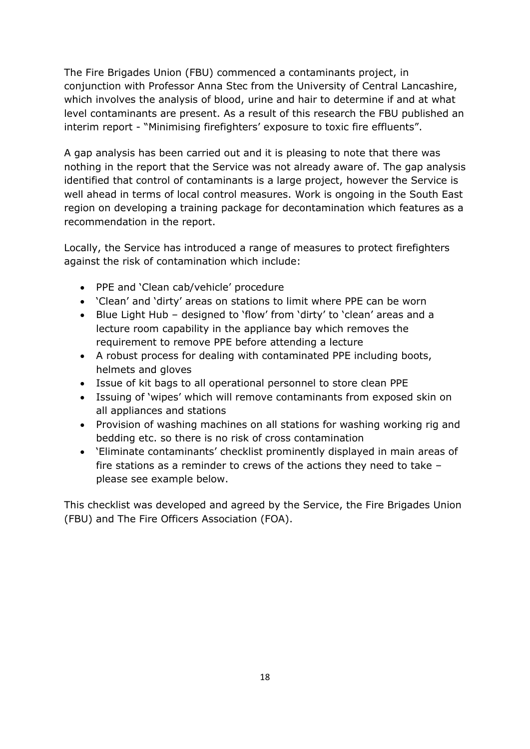The Fire Brigades Union (FBU) commenced a contaminants project, in conjunction with Professor Anna Stec from the University of Central Lancashire, which involves the analysis of blood, urine and hair to determine if and at what level contaminants are present. As a result of this research the FBU published an interim report - "Minimising firefighters' exposure to toxic fire effluents".

A gap analysis has been carried out and it is pleasing to note that there was nothing in the report that the Service was not already aware of. The gap analysis identified that control of contaminants is a large project, however the Service is well ahead in terms of local control measures. Work is ongoing in the South East region on developing a training package for decontamination which features as a recommendation in the report.

Locally, the Service has introduced a range of measures to protect firefighters against the risk of contamination which include:

- PPE and 'Clean cab/vehicle' procedure
- 'Clean' and 'dirty' areas on stations to limit where PPE can be worn
- Blue Light Hub – designed to 'flow' from 'dirty' to 'clean' areas and a lecture room capability in the appliance bay which removes the requirement to remove PPE before attending a lecture
- A robust process for dealing with contaminated PPE including boots, helmets and gloves
- Issue of kit bags to all operational personnel to store clean PPE
- Issuing of 'wipes' which will remove contaminants from exposed skin on all appliances and stations
- Provision of washing machines on all stations for washing working rig and bedding etc. so there is no risk of cross contamination
- 'Eliminate contaminants' checklist prominently displayed in main areas of fire stations as a reminder to crews of the actions they need to take – please see example below.

This checklist was developed and agreed by the Service, the Fire Brigades Union (FBU) and The Fire Officers Association (FOA).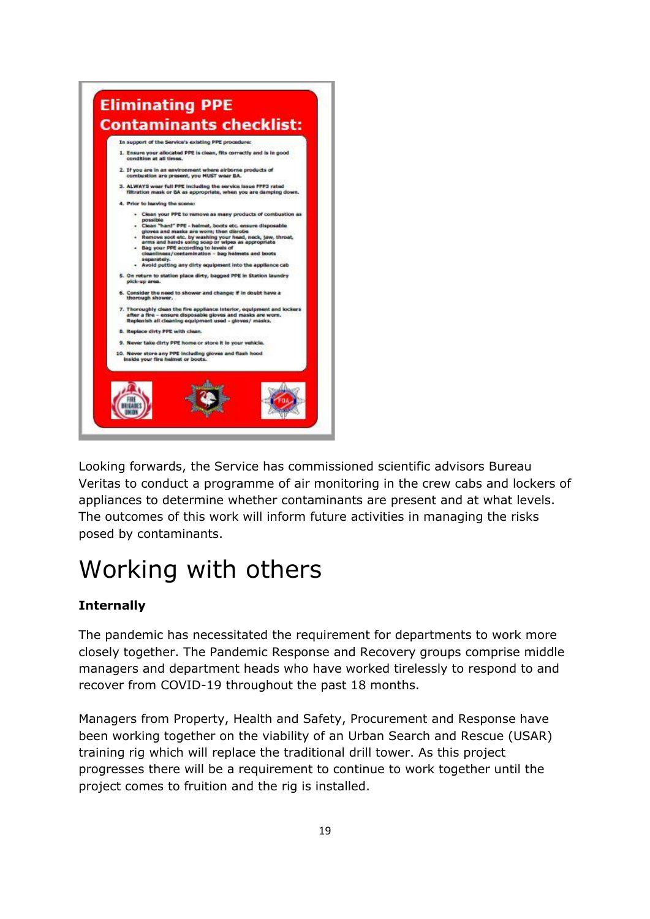## Eliminating PPE Contaminants checklist:

In support of the Service's existing PPE procedure:

1. Ensure your allocated PPE is clean, fits correctly and is in good condition at all times.
2. If you are in an environment where airborne products of combustion are present, you MUST wear BA.
3. ALWAYS wear full PPE including the service issue FFP3 rated filtration mask or BA as appropriate, when you are damping down.
4. Prior to leaving the scene:
   - Clean your PPE to remove as many products of combustion as possible
   - Clean "hard" PPE - helmet, boots etc. ensure disposable gloves and masks are worn; then disrobe
   - Remove soot etc. by washing your head, neck, jaw, throat, arms and hands using soap or wipes as appropriate
   - Bag your PPE according to levels of cleanliness/contamination – bag helmets and boots separately.
   - Avoid putting any dirty equipment into the appliance cab
5. On return to station place dirty, bagged PPE in Station laundry pick-up area.
6. Consider the need to shower and change; if in doubt have a thorough shower.
7. Thoroughly clean the fire appliance interior, equipment and lockers after a fire – ensure disposable gloves and masks are worn. Replenish all cleaning equipment used - gloves/ masks.
8. Replace dirty PPE with clean.
9. Never take dirty PPE home or store it in your vehicle.
10. Never store any PPE including gloves and flash hood inside your fire helmet or boots.

Looking forwards, the Service has commissioned scientific advisors Bureau Veritas to conduct a programme of air monitoring in the crew cabs and lockers of appliances to determine whether contaminants are present and at what levels. The outcomes of this work will inform future activities in managing the risks posed by contaminants.

# Working with others

**Internally**

The pandemic has necessitated the requirement for departments to work more closely together. The Pandemic Response and Recovery groups comprise middle managers and department heads who have worked tirelessly to respond to and recover from COVID-19 throughout the past 18 months.

Managers from Property, Health and Safety, Procurement and Response have been working together on the viability of an Urban Search and Rescue (USAR) training rig which will replace the traditional drill tower. As this project progresses there will be a requirement to continue to work together until the project comes to fruition and the rig is installed.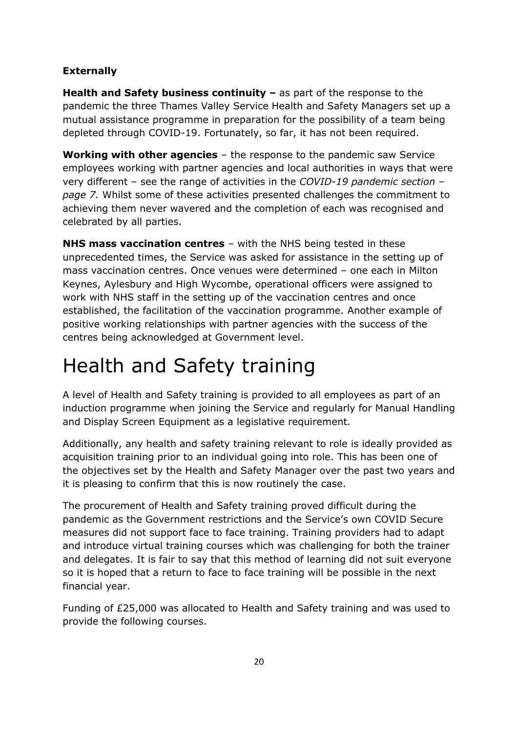**Externally**

**Health and Safety business continuity –** as part of the response to the pandemic the three Thames Valley Service Health and Safety Managers set up a mutual assistance programme in preparation for the possibility of a team being depleted through COVID-19. Fortunately, so far, it has not been required.

**Working with other agencies** – the response to the pandemic saw Service employees working with partner agencies and local authorities in ways that were very different – see the range of activities in the *COVID-19 pandemic section – page 7.* Whilst some of these activities presented challenges the commitment to achieving them never wavered and the completion of each was recognised and celebrated by all parties.

**NHS mass vaccination centres** – with the NHS being tested in these unprecedented times, the Service was asked for assistance in the setting up of mass vaccination centres. Once venues were determined – one each in Milton Keynes, Aylesbury and High Wycombe, operational officers were assigned to work with NHS staff in the setting up of the vaccination centres and once established, the facilitation of the vaccination programme. Another example of positive working relationships with partner agencies with the success of the centres being acknowledged at Government level.

# Health and Safety training

A level of Health and Safety training is provided to all employees as part of an induction programme when joining the Service and regularly for Manual Handling and Display Screen Equipment as a legislative requirement.

Additionally, any health and safety training relevant to role is ideally provided as acquisition training prior to an individual going into role. This has been one of the objectives set by the Health and Safety Manager over the past two years and it is pleasing to confirm that this is now routinely the case.

The procurement of Health and Safety training proved difficult during the pandemic as the Government restrictions and the Service's own COVID Secure measures did not support face to face training. Training providers had to adapt and introduce virtual training courses which was challenging for both the trainer and delegates. It is fair to say that this method of learning did not suit everyone so it is hoped that a return to face to face training will be possible in the next financial year.

Funding of £25,000 was allocated to Health and Safety training and was used to provide the following courses.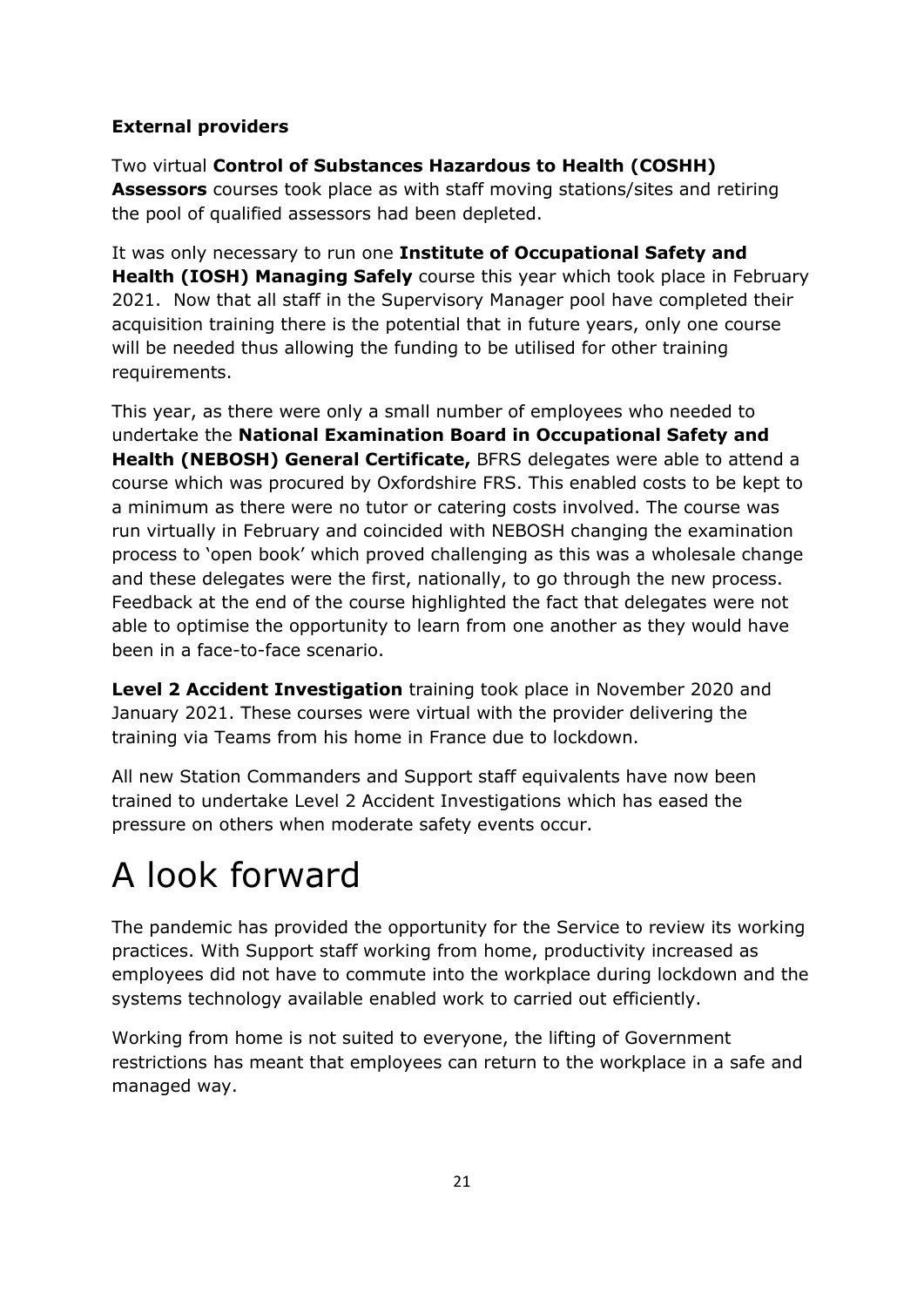### External providers

Two virtual **Control of Substances Hazardous to Health (COSHH) Assessors** courses took place as with staff moving stations/sites and retiring the pool of qualified assessors had been depleted.

It was only necessary to run one **Institute of Occupational Safety and Health (IOSH) Managing Safely** course this year which took place in February 2021. Now that all staff in the Supervisory Manager pool have completed their acquisition training there is the potential that in future years, only one course will be needed thus allowing the funding to be utilised for other training requirements.

This year, as there were only a small number of employees who needed to undertake the **National Examination Board in Occupational Safety and Health (NEBOSH) General Certificate,** BFRS delegates were able to attend a course which was procured by Oxfordshire FRS. This enabled costs to be kept to a minimum as there were no tutor or catering costs involved. The course was run virtually in February and coincided with NEBOSH changing the examination process to 'open book' which proved challenging as this was a wholesale change and these delegates were the first, nationally, to go through the new process. Feedback at the end of the course highlighted the fact that delegates were not able to optimise the opportunity to learn from one another as they would have been in a face-to-face scenario.

**Level 2 Accident Investigation** training took place in November 2020 and January 2021. These courses were virtual with the provider delivering the training via Teams from his home in France due to lockdown.

All new Station Commanders and Support staff equivalents have now been trained to undertake Level 2 Accident Investigations which has eased the pressure on others when moderate safety events occur.

# A look forward

The pandemic has provided the opportunity for the Service to review its working practices. With Support staff working from home, productivity increased as employees did not have to commute into the workplace during lockdown and the systems technology available enabled work to carried out efficiently.

Working from home is not suited to everyone, the lifting of Government restrictions has meant that employees can return to the workplace in a safe and managed way.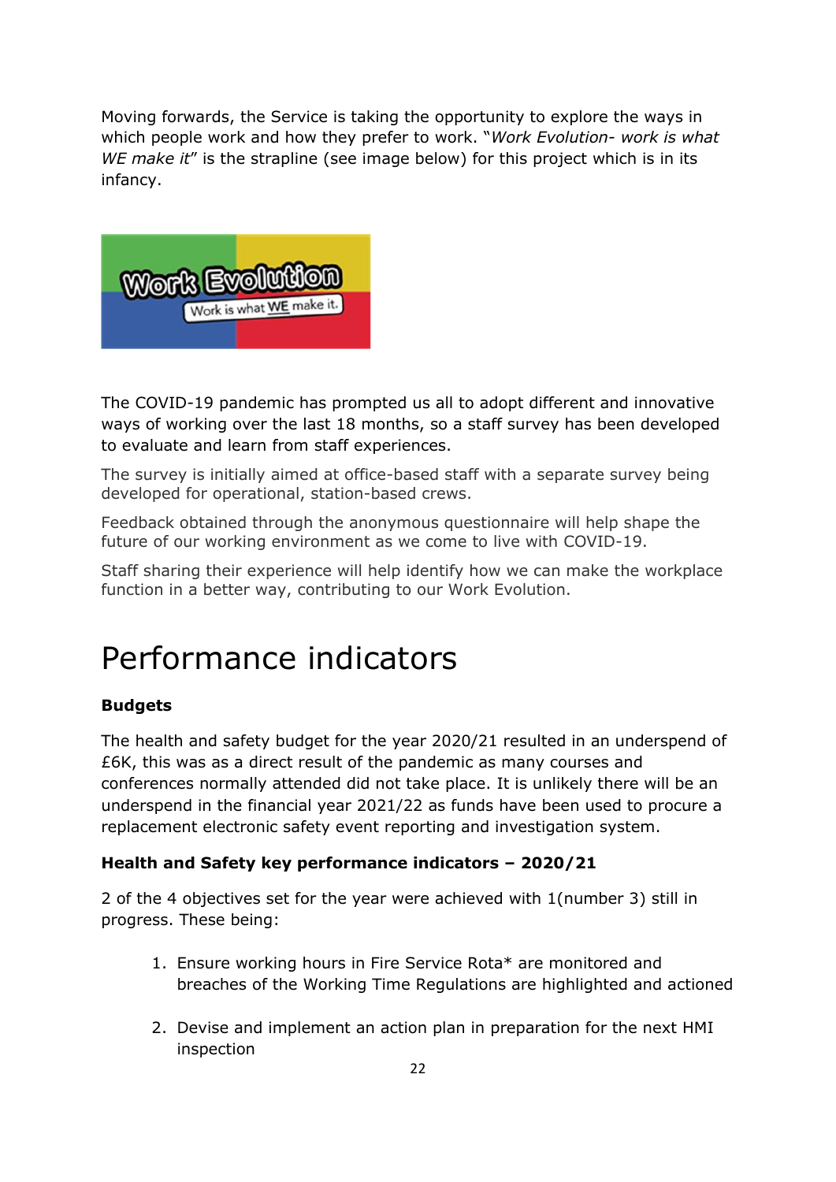Moving forwards, the Service is taking the opportunity to explore the ways in which people work and how they prefer to work. "*Work Evolution- work is what WE make it*" is the strapline (see image below) for this project which is in its infancy.

The COVID-19 pandemic has prompted us all to adopt different and innovative ways of working over the last 18 months, so a staff survey has been developed to evaluate and learn from staff experiences.

The survey is initially aimed at office-based staff with a separate survey being developed for operational, station-based crews.

Feedback obtained through the anonymous questionnaire will help shape the future of our working environment as we come to live with COVID-19.

Staff sharing their experience will help identify how we can make the workplace function in a better way, contributing to our Work Evolution.

# Performance indicators

**Budgets**

The health and safety budget for the year 2020/21 resulted in an underspend of £6K, this was as a direct result of the pandemic as many courses and conferences normally attended did not take place. It is unlikely there will be an underspend in the financial year 2021/22 as funds have been used to procure a replacement electronic safety event reporting and investigation system.

**Health and Safety key performance indicators – 2020/21**

2 of the 4 objectives set for the year were achieved with 1(number 3) still in progress. These being:

1. Ensure working hours in Fire Service Rota* are monitored and breaches of the Working Time Regulations are highlighted and actioned

2. Devise and implement an action plan in preparation for the next HMI inspection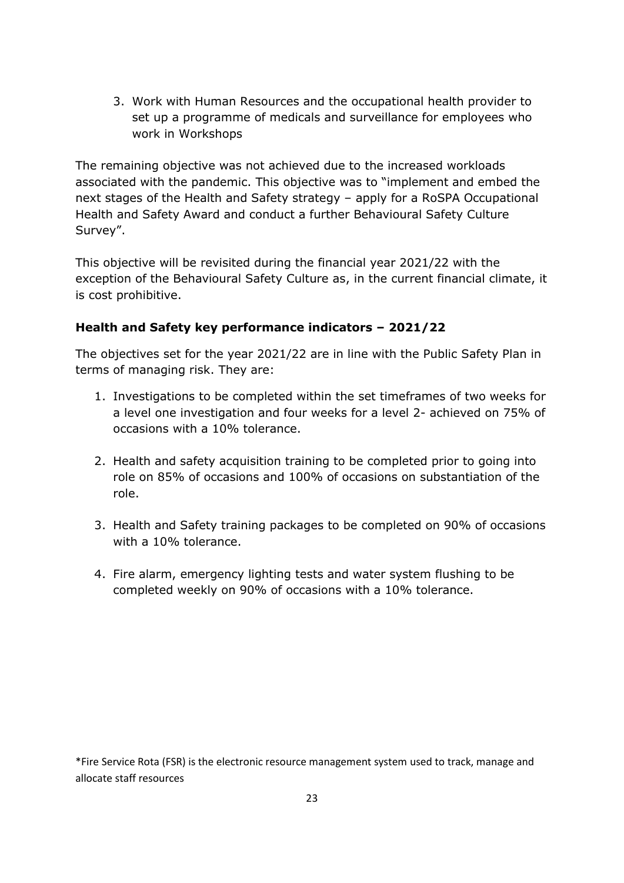3. Work with Human Resources and the occupational health provider to set up a programme of medicals and surveillance for employees who work in Workshops

The remaining objective was not achieved due to the increased workloads associated with the pandemic. This objective was to "implement and embed the next stages of the Health and Safety strategy – apply for a RoSPA Occupational Health and Safety Award and conduct a further Behavioural Safety Culture Survey".

This objective will be revisited during the financial year 2021/22 with the exception of the Behavioural Safety Culture as, in the current financial climate, it is cost prohibitive.

**Health and Safety key performance indicators – 2021/22**

The objectives set for the year 2021/22 are in line with the Public Safety Plan in terms of managing risk. They are:

1. Investigations to be completed within the set timeframes of two weeks for a level one investigation and four weeks for a level 2- achieved on 75% of occasions with a 10% tolerance.

2. Health and safety acquisition training to be completed prior to going into role on 85% of occasions and 100% of occasions on substantiation of the role.

3. Health and Safety training packages to be completed on 90% of occasions with a 10% tolerance.

4. Fire alarm, emergency lighting tests and water system flushing to be completed weekly on 90% of occasions with a 10% tolerance.

*Fire Service Rota (FSR) is the electronic resource management system used to track, manage and allocate staff resources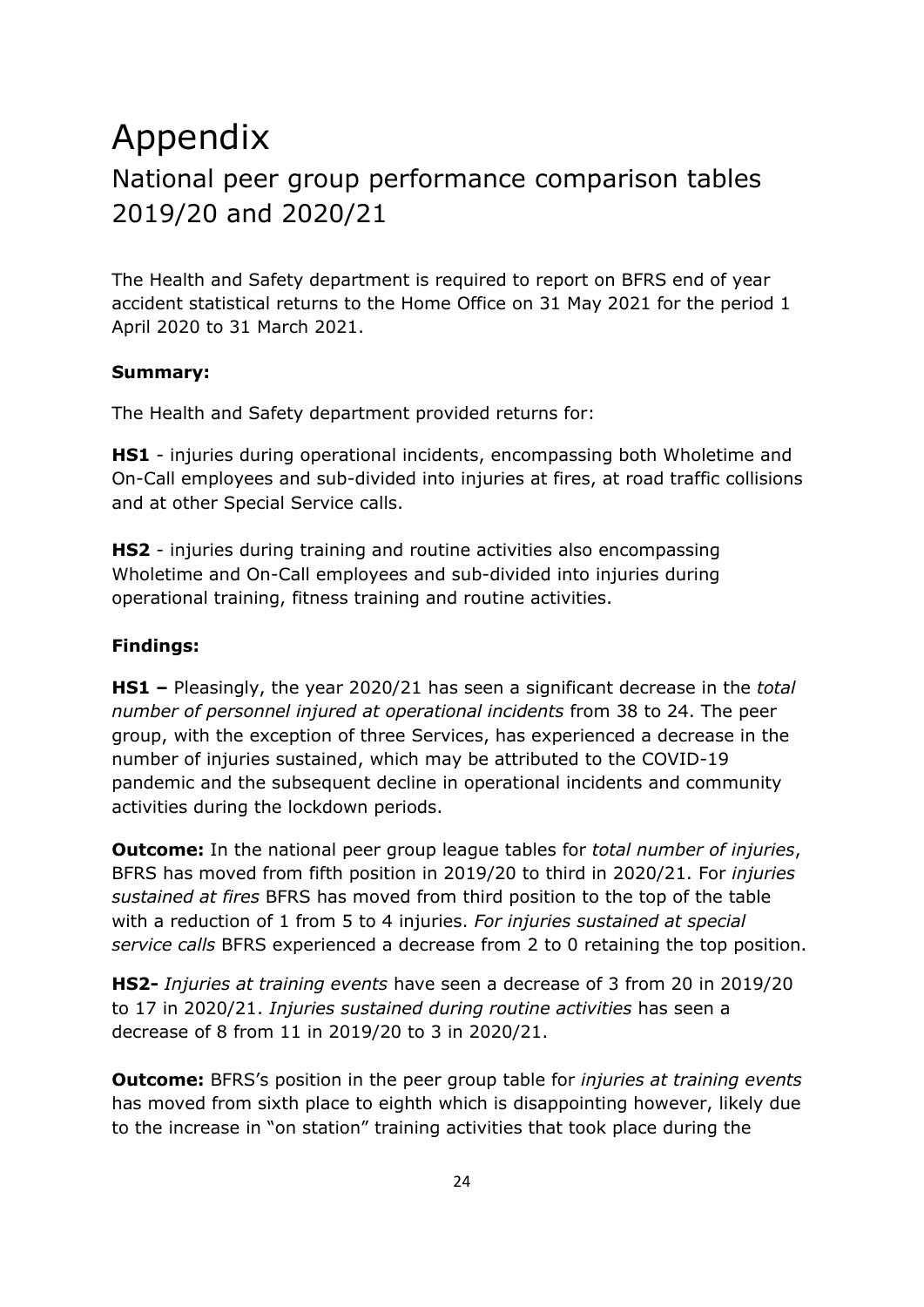# Appendix

## National peer group performance comparison tables 2019/20 and 2020/21

The Health and Safety department is required to report on BFRS end of year accident statistical returns to the Home Office on 31 May 2021 for the period 1 April 2020 to 31 March 2021.

**Summary:**

The Health and Safety department provided returns for:

**HS1** - injuries during operational incidents, encompassing both Wholetime and On-Call employees and sub-divided into injuries at fires, at road traffic collisions and at other Special Service calls.

**HS2** - injuries during training and routine activities also encompassing Wholetime and On-Call employees and sub-divided into injuries during operational training, fitness training and routine activities.

**Findings:**

**HS1 –** Pleasingly, the year 2020/21 has seen a significant decrease in the *total number of personnel injured at operational incidents* from 38 to 24. The peer group, with the exception of three Services, has experienced a decrease in the number of injuries sustained, which may be attributed to the COVID-19 pandemic and the subsequent decline in operational incidents and community activities during the lockdown periods.

**Outcome:** In the national peer group league tables for *total number of injuries*, BFRS has moved from fifth position in 2019/20 to third in 2020/21. For *injuries sustained at fires* BFRS has moved from third position to the top of the table with a reduction of 1 from 5 to 4 injuries. *For injuries sustained at special service calls* BFRS experienced a decrease from 2 to 0 retaining the top position.

**HS2-** *Injuries at training events* have seen a decrease of 3 from 20 in 2019/20 to 17 in 2020/21. *Injuries sustained during routine activities* has seen a decrease of 8 from 11 in 2019/20 to 3 in 2020/21.

**Outcome:** BFRS's position in the peer group table for *injuries at training events* has moved from sixth place to eighth which is disappointing however, likely due to the increase in "on station" training activities that took place during the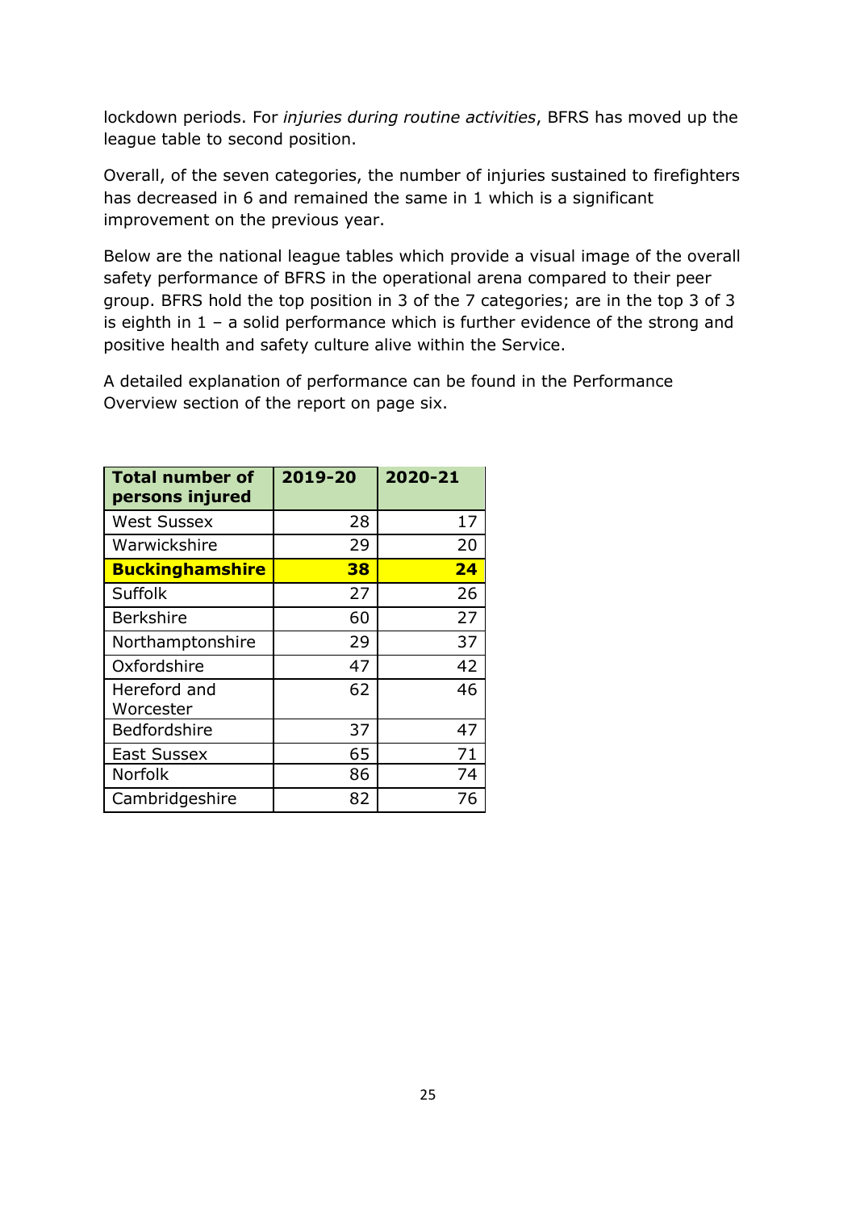lockdown periods. For *injuries during routine activities*, BFRS has moved up the league table to second position.

Overall, of the seven categories, the number of injuries sustained to firefighters has decreased in 6 and remained the same in 1 which is a significant improvement on the previous year.

Below are the national league tables which provide a visual image of the overall safety performance of BFRS in the operational arena compared to their peer group. BFRS hold the top position in 3 of the 7 categories; are in the top 3 of 3 is eighth in 1 – a solid performance which is further evidence of the strong and positive health and safety culture alive within the Service.

A detailed explanation of performance can be found in the Performance Overview section of the report on page six.

| **Total number of persons injured** | **2019-20** | **2020-21** |
|---|---|---|
| West Sussex | 28 | 17 |
| Warwickshire | 29 | 20 |
| **Buckinghamshire** | **38** | **24** |
| Suffolk | 27 | 26 |
| Berkshire | 60 | 27 |
| Northamptonshire | 29 | 37 |
| Oxfordshire | 47 | 42 |
| Hereford and Worcester | 62 | 46 |
| Bedfordshire | 37 | 47 |
| East Sussex | 65 | 71 |
| Norfolk | 86 | 74 |
| Cambridgeshire | 82 | 76 |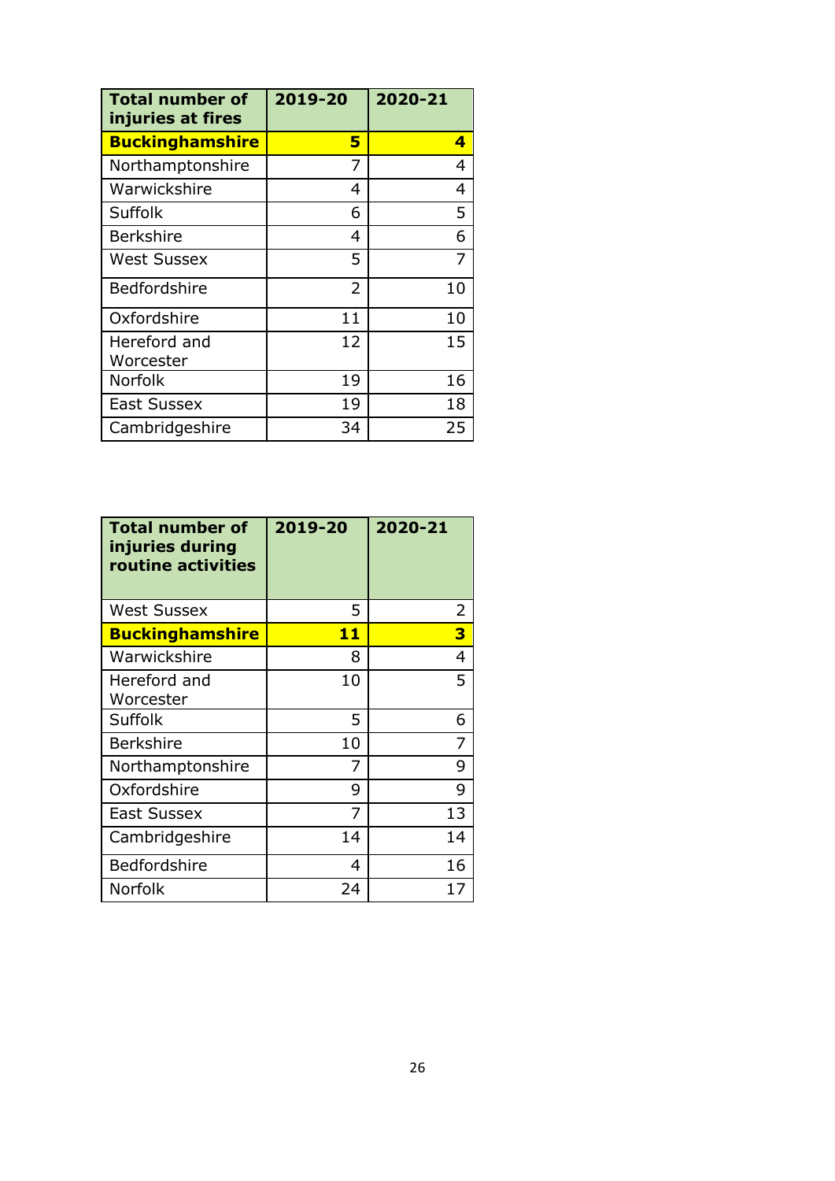| Total number of injuries at fires | 2019-20 | 2020-21 |
|---|---|---|
| **Buckinghamshire** | **5** | **4** |
| Northamptonshire | 7 | 4 |
| Warwickshire | 4 | 4 |
| Suffolk | 6 | 5 |
| Berkshire | 4 | 6 |
| West Sussex | 5 | 7 |
| Bedfordshire | 2 | 10 |
| Oxfordshire | 11 | 10 |
| Hereford and Worcester | 12 | 15 |
| Norfolk | 19 | 16 |
| East Sussex | 19 | 18 |
| Cambridgeshire | 34 | 25 |

| Total number of injuries during routine activities | 2019-20 | 2020-21 |
|---|---|---|
| West Sussex | 5 | 2 |
| **Buckinghamshire** | **11** | **3** |
| Warwickshire | 8 | 4 |
| Hereford and Worcester | 10 | 5 |
| Suffolk | 5 | 6 |
| Berkshire | 10 | 7 |
| Northamptonshire | 7 | 9 |
| Oxfordshire | 9 | 9 |
| East Sussex | 7 | 13 |
| Cambridgeshire | 14 | 14 |
| Bedfordshire | 4 | 16 |
| Norfolk | 24 | 17 |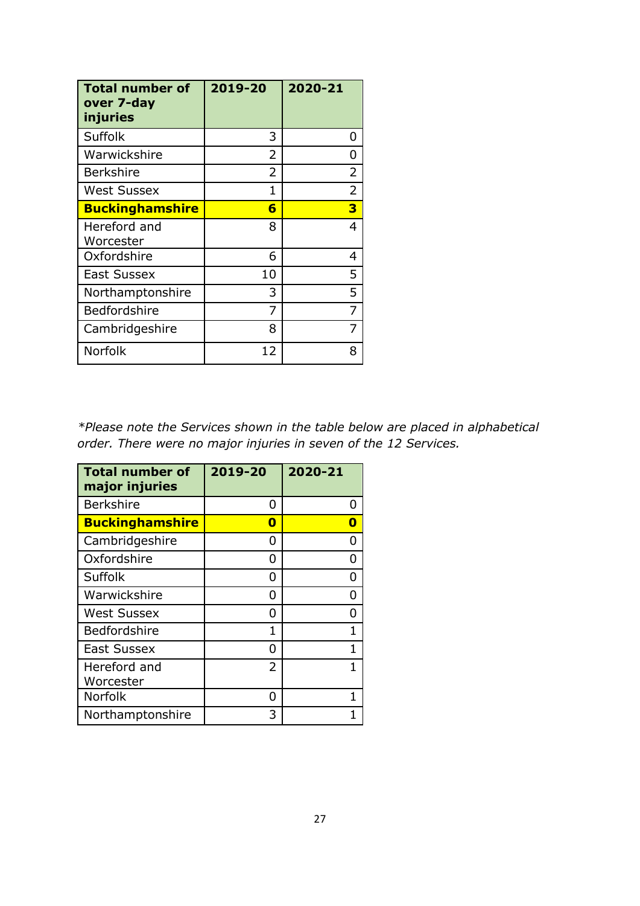| Total number of over 7-day injuries | 2019-20 | 2020-21 |
|---|---|---|
| Suffolk | 3 | 0 |
| Warwickshire | 2 | 0 |
| Berkshire | 2 | 2 |
| West Sussex | 1 | 2 |
| **Buckinghamshire** | **6** | **3** |
| Hereford and Worcester | 8 | 4 |
| Oxfordshire | 6 | 4 |
| East Sussex | 10 | 5 |
| Northamptonshire | 3 | 5 |
| Bedfordshire | 7 | 7 |
| Cambridgeshire | 8 | 7 |
| Norfolk | 12 | 8 |

*\*Please note the Services shown in the table below are placed in alphabetical order. There were no major injuries in seven of the 12 Services.*

| Total number of major injuries | 2019-20 | 2020-21 |
|---|---|---|
| Berkshire | 0 | 0 |
| **Buckinghamshire** | **0** | **0** |
| Cambridgeshire | 0 | 0 |
| Oxfordshire | 0 | 0 |
| Suffolk | 0 | 0 |
| Warwickshire | 0 | 0 |
| West Sussex | 0 | 0 |
| Bedfordshire | 1 | 1 |
| East Sussex | 0 | 1 |
| Hereford and Worcester | 2 | 1 |
| Norfolk | 0 | 1 |
| Northamptonshire | 3 | 1 |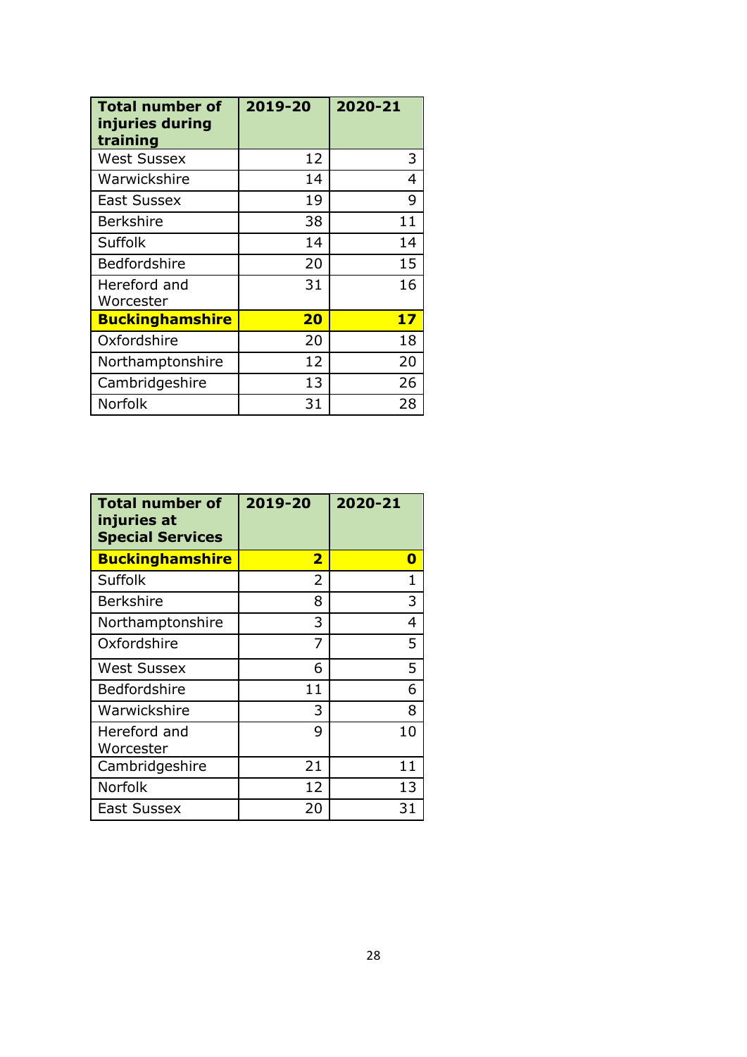| Total number of injuries during training | 2019-20 | 2020-21 |
|---|---|---|
| West Sussex | 12 | 3 |
| Warwickshire | 14 | 4 |
| East Sussex | 19 | 9 |
| Berkshire | 38 | 11 |
| Suffolk | 14 | 14 |
| Bedfordshire | 20 | 15 |
| Hereford and Worcester | 31 | 16 |
| **Buckinghamshire** | **20** | **17** |
| Oxfordshire | 20 | 18 |
| Northamptonshire | 12 | 20 |
| Cambridgeshire | 13 | 26 |
| Norfolk | 31 | 28 |

| Total number of injuries at Special Services | 2019-20 | 2020-21 |
|---|---|---|
| **Buckinghamshire** | **2** | **0** |
| Suffolk | 2 | 1 |
| Berkshire | 8 | 3 |
| Northamptonshire | 3 | 4 |
| Oxfordshire | 7 | 5 |
| West Sussex | 6 | 5 |
| Bedfordshire | 11 | 6 |
| Warwickshire | 3 | 8 |
| Hereford and Worcester | 9 | 10 |
| Cambridgeshire | 21 | 11 |
| Norfolk | 12 | 13 |
| East Sussex | 20 | 31 |